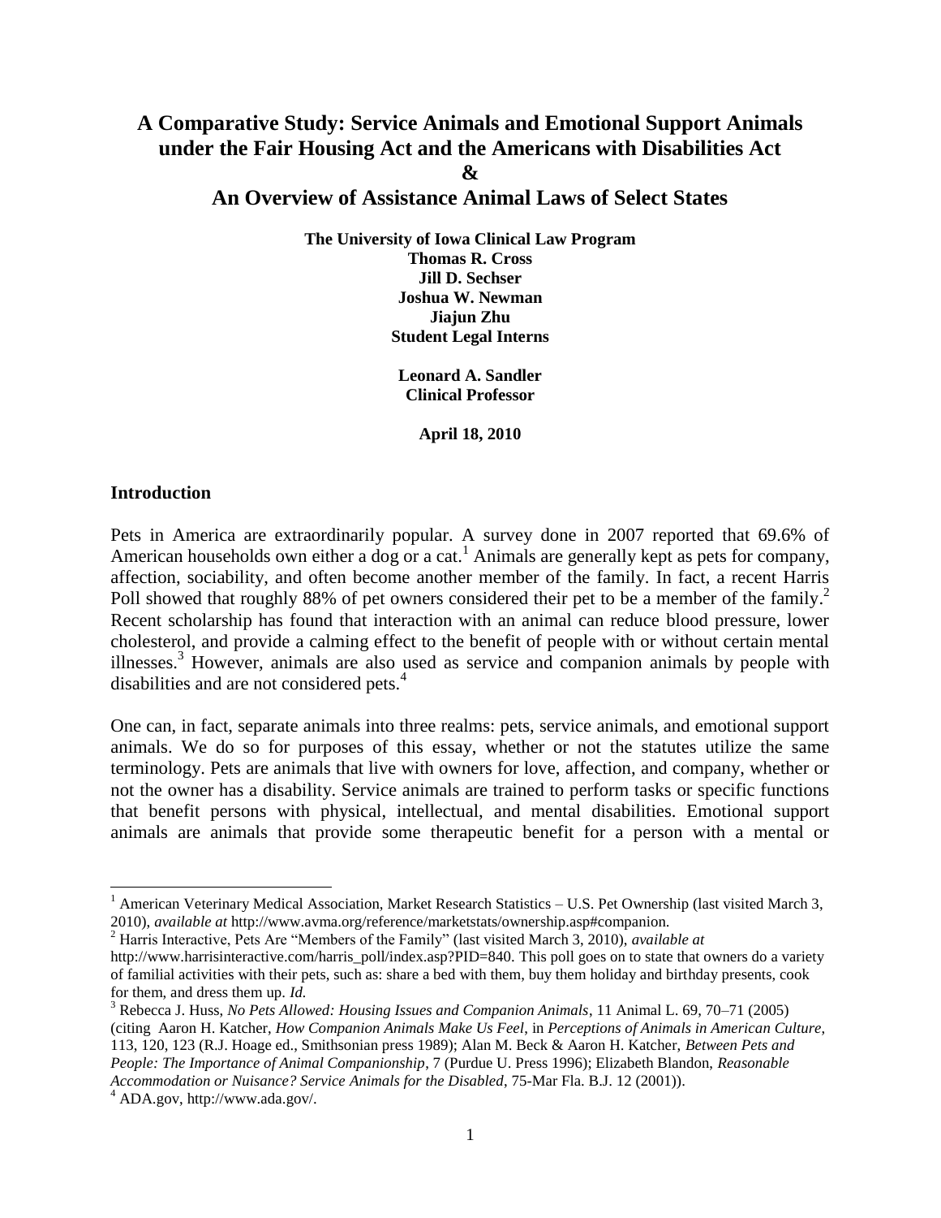# A Comparative Study: Service Animals and Emotional Support Animals under the Fair Housing Act and the Americans with Disabilities Act & An Overview of Assistance Animal Laws of Select States

**The University of Iowa Clinical Law Program**
**Thomas R. Cross**
**Jill D. Sechser**
**Joshua W. Newman**
**Jiajun Zhu**
**Student Legal Interns**

**Leonard A. Sandler**
**Clinical Professor**

**April 18, 2010**

## Introduction

Pets in America are extraordinarily popular. A survey done in 2007 reported that 69.6% of American households own either a dog or a cat.[1] Animals are generally kept as pets for company, affection, sociability, and often become another member of the family. In fact, a recent Harris Poll showed that roughly 88% of pet owners considered their pet to be a member of the family.[2] Recent scholarship has found that interaction with an animal can reduce blood pressure, lower cholesterol, and provide a calming effect to the benefit of people with or without certain mental illnesses.[3] However, animals are also used as service and companion animals by people with disabilities and are not considered pets.[4]

One can, in fact, separate animals into three realms: pets, service animals, and emotional support animals. We do so for purposes of this essay, whether or not the statutes utilize the same terminology. Pets are animals that live with owners for love, affection, and company, whether or not the owner has a disability. Service animals are trained to perform tasks or specific functions that benefit persons with physical, intellectual, and mental disabilities. Emotional support animals are animals that provide some therapeutic benefit for a person with a mental or

---

[1] American Veterinary Medical Association, Market Research Statistics – U.S. Pet Ownership (last visited March 3, 2010), *available at* http://www.avma.org/reference/marketstats/ownership.asp#companion.

[2] Harris Interactive, Pets Are "Members of the Family" (last visited March 3, 2010), *available at* http://www.harrisinteractive.com/harris_poll/index.asp?PID=840. This poll goes on to state that owners do a variety of familial activities with their pets, such as: share a bed with them, buy them holiday and birthday presents, cook for them, and dress them up. *Id.*

[3] Rebecca J. Huss, *No Pets Allowed: Housing Issues and Companion Animals*, 11 Animal L. 69, 70–71 (2005) (citing Aaron H. Katcher, *How Companion Animals Make Us Feel*, in *Perceptions of Animals in American Culture*, 113, 120, 123 (R.J. Hoage ed., Smithsonian press 1989); Alan M. Beck & Aaron H. Katcher, *Between Pets and People: The Importance of Animal Companionship*, 7 (Purdue U. Press 1996); Elizabeth Blandon, *Reasonable Accommodation or Nuisance? Service Animals for the Disabled*, 75-Mar Fla. B.J. 12 (2001)).

[4] ADA.gov, http://www.ada.gov/.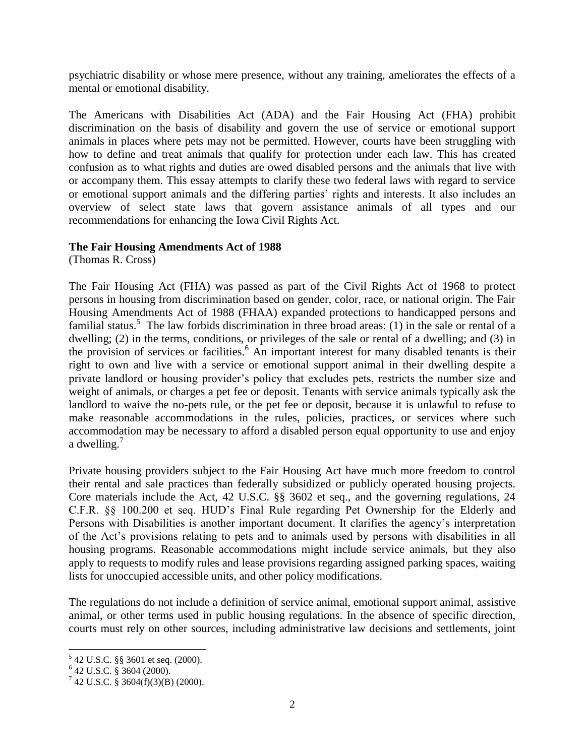psychiatric disability or whose mere presence, without any training, ameliorates the effects of a mental or emotional disability.

The Americans with Disabilities Act (ADA) and the Fair Housing Act (FHA) prohibit discrimination on the basis of disability and govern the use of service or emotional support animals in places where pets may not be permitted. However, courts have been struggling with how to define and treat animals that qualify for protection under each law. This has created confusion as to what rights and duties are owed disabled persons and the animals that live with or accompany them. This essay attempts to clarify these two federal laws with regard to service or emotional support animals and the differing parties' rights and interests. It also includes an overview of select state laws that govern assistance animals of all types and our recommendations for enhancing the Iowa Civil Rights Act.

## The Fair Housing Amendments Act of 1988

(Thomas R. Cross)

The Fair Housing Act (FHA) was passed as part of the Civil Rights Act of 1968 to protect persons in housing from discrimination based on gender, color, race, or national origin. The Fair Housing Amendments Act of 1988 (FHAA) expanded protections to handicapped persons and familial status.[5] The law forbids discrimination in three broad areas: (1) in the sale or rental of a dwelling; (2) in the terms, conditions, or privileges of the sale or rental of a dwelling; and (3) in the provision of services or facilities.[6] An important interest for many disabled tenants is their right to own and live with a service or emotional support animal in their dwelling despite a private landlord or housing provider's policy that excludes pets, restricts the number size and weight of animals, or charges a pet fee or deposit. Tenants with service animals typically ask the landlord to waive the no-pets rule, or the pet fee or deposit, because it is unlawful to refuse to make reasonable accommodations in the rules, policies, practices, or services where such accommodation may be necessary to afford a disabled person equal opportunity to use and enjoy a dwelling.[7]

Private housing providers subject to the Fair Housing Act have much more freedom to control their rental and sale practices than federally subsidized or publicly operated housing projects. Core materials include the Act, 42 U.S.C. §§ 3602 et seq., and the governing regulations, 24 C.F.R. §§ 100.200 et seq. HUD's Final Rule regarding Pet Ownership for the Elderly and Persons with Disabilities is another important document. It clarifies the agency's interpretation of the Act's provisions relating to pets and to animals used by persons with disabilities in all housing programs. Reasonable accommodations might include service animals, but they also apply to requests to modify rules and lease provisions regarding assigned parking spaces, waiting lists for unoccupied accessible units, and other policy modifications.

The regulations do not include a definition of service animal, emotional support animal, assistive animal, or other terms used in public housing regulations. In the absence of specific direction, courts must rely on other sources, including administrative law decisions and settlements, joint

---

[5] 42 U.S.C. §§ 3601 et seq. (2000).

[6] 42 U.S.C. § 3604 (2000).

[7] 42 U.S.C. § 3604(f)(3)(B) (2000).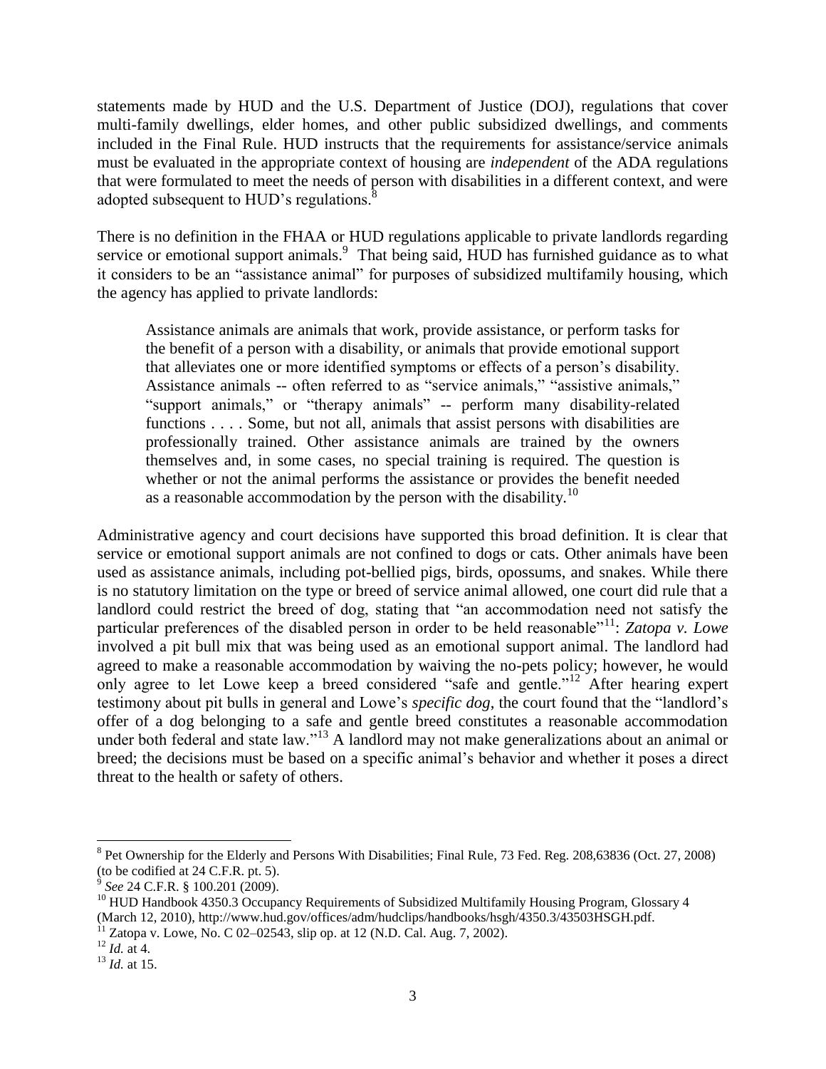statements made by HUD and the U.S. Department of Justice (DOJ), regulations that cover multi-family dwellings, elder homes, and other public subsidized dwellings, and comments included in the Final Rule. HUD instructs that the requirements for assistance/service animals must be evaluated in the appropriate context of housing are *independent* of the ADA regulations that were formulated to meet the needs of person with disabilities in a different context, and were adopted subsequent to HUD's regulations.[8]

There is no definition in the FHAA or HUD regulations applicable to private landlords regarding service or emotional support animals.[9] That being said, HUD has furnished guidance as to what it considers to be an "assistance animal" for purposes of subsidized multifamily housing, which the agency has applied to private landlords:

> Assistance animals are animals that work, provide assistance, or perform tasks for the benefit of a person with a disability, or animals that provide emotional support that alleviates one or more identified symptoms or effects of a person's disability. Assistance animals -- often referred to as "service animals," "assistive animals," "support animals," or "therapy animals" -- perform many disability-related functions . . . . Some, but not all, animals that assist persons with disabilities are professionally trained. Other assistance animals are trained by the owners themselves and, in some cases, no special training is required. The question is whether or not the animal performs the assistance or provides the benefit needed as a reasonable accommodation by the person with the disability.[10]

Administrative agency and court decisions have supported this broad definition. It is clear that service or emotional support animals are not confined to dogs or cats. Other animals have been used as assistance animals, including pot-bellied pigs, birds, opossums, and snakes. While there is no statutory limitation on the type or breed of service animal allowed, one court did rule that a landlord could restrict the breed of dog, stating that "an accommodation need not satisfy the particular preferences of the disabled person in order to be held reasonable"[11]: *Zatopa v. Lowe* involved a pit bull mix that was being used as an emotional support animal. The landlord had agreed to make a reasonable accommodation by waiving the no-pets policy; however, he would only agree to let Lowe keep a breed considered "safe and gentle."[12] After hearing expert testimony about pit bulls in general and Lowe's *specific dog*, the court found that the "landlord's offer of a dog belonging to a safe and gentle breed constitutes a reasonable accommodation under both federal and state law."[13] A landlord may not make generalizations about an animal or breed; the decisions must be based on a specific animal's behavior and whether it poses a direct threat to the health or safety of others.

---

[8] Pet Ownership for the Elderly and Persons With Disabilities; Final Rule, 73 Fed. Reg. 208,63836 (Oct. 27, 2008) (to be codified at 24 C.F.R. pt. 5).

[9] *See* 24 C.F.R. § 100.201 (2009).

[10] HUD Handbook 4350.3 Occupancy Requirements of Subsidized Multifamily Housing Program, Glossary 4 (March 12, 2010), http://www.hud.gov/offices/adm/hudclips/handbooks/hsgh/4350.3/43503HSGH.pdf.

[11] Zatopa v. Lowe, No. C 02–02543, slip op. at 12 (N.D. Cal. Aug. 7, 2002).

[12] *Id.* at 4.

[13] *Id.* at 15.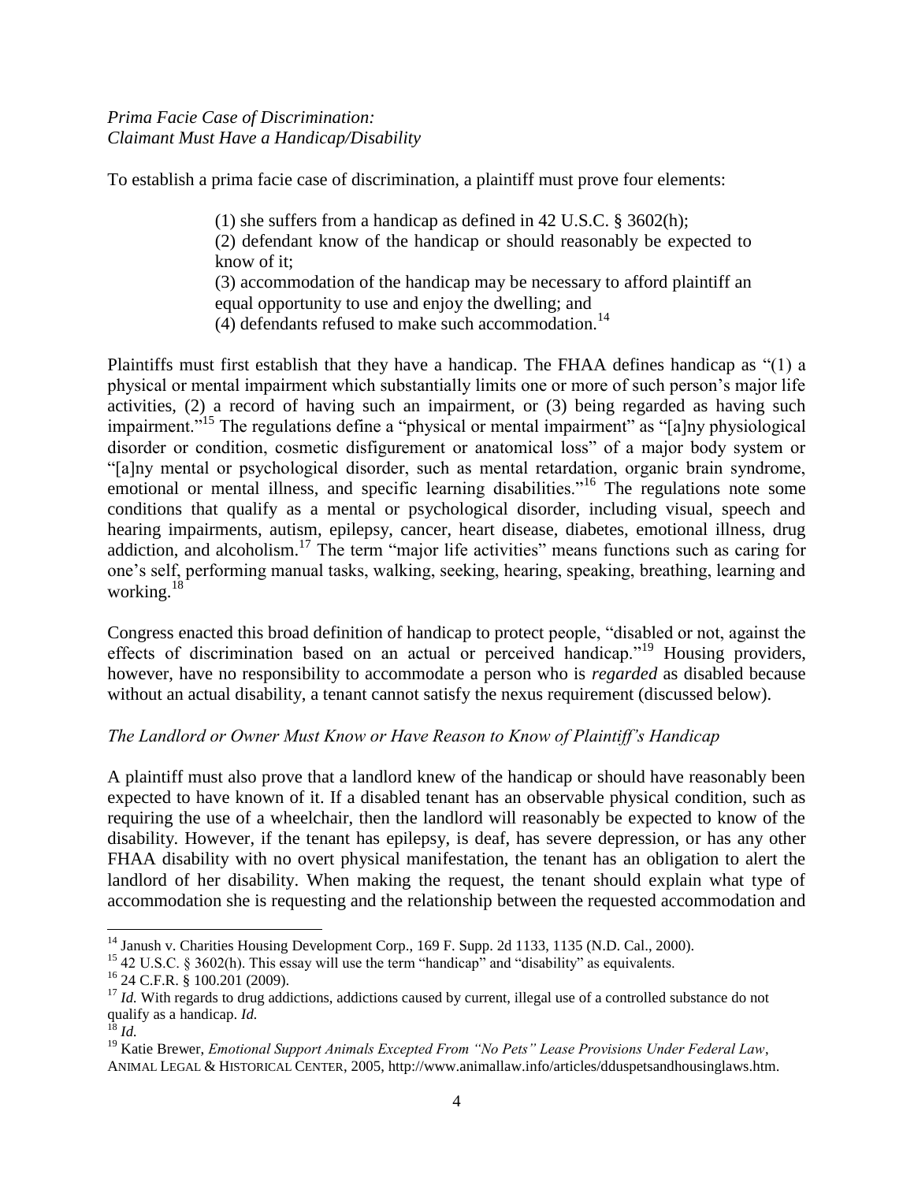*Prima Facie Case of Discrimination:*
*Claimant Must Have a Handicap/Disability*

To establish a prima facie case of discrimination, a plaintiff must prove four elements:

> (1) she suffers from a handicap as defined in 42 U.S.C. § 3602(h);
> (2) defendant know of the handicap or should reasonably be expected to know of it;
> (3) accommodation of the handicap may be necessary to afford plaintiff an equal opportunity to use and enjoy the dwelling; and
> (4) defendants refused to make such accommodation.[14]

Plaintiffs must first establish that they have a handicap. The FHAA defines handicap as "(1) a physical or mental impairment which substantially limits one or more of such person's major life activities, (2) a record of having such an impairment, or (3) being regarded as having such impairment."[15] The regulations define a "physical or mental impairment" as "[a]ny physiological disorder or condition, cosmetic disfigurement or anatomical loss" of a major body system or "[a]ny mental or psychological disorder, such as mental retardation, organic brain syndrome, emotional or mental illness, and specific learning disabilities."[16] The regulations note some conditions that qualify as a mental or psychological disorder, including visual, speech and hearing impairments, autism, epilepsy, cancer, heart disease, diabetes, emotional illness, drug addiction, and alcoholism.[17] The term "major life activities" means functions such as caring for one's self, performing manual tasks, walking, seeking, hearing, speaking, breathing, learning and working.[18]

Congress enacted this broad definition of handicap to protect people, "disabled or not, against the effects of discrimination based on an actual or perceived handicap."[19] Housing providers, however, have no responsibility to accommodate a person who is *regarded* as disabled because without an actual disability, a tenant cannot satisfy the nexus requirement (discussed below).

*The Landlord or Owner Must Know or Have Reason to Know of Plaintiff's Handicap*

A plaintiff must also prove that a landlord knew of the handicap or should have reasonably been expected to have known of it. If a disabled tenant has an observable physical condition, such as requiring the use of a wheelchair, then the landlord will reasonably be expected to know of the disability. However, if the tenant has epilepsy, is deaf, has severe depression, or has any other FHAA disability with no overt physical manifestation, the tenant has an obligation to alert the landlord of her disability. When making the request, the tenant should explain what type of accommodation she is requesting and the relationship between the requested accommodation and

---

[14] Janush v. Charities Housing Development Corp., 169 F. Supp. 2d 1133, 1135 (N.D. Cal., 2000).

[15] 42 U.S.C. § 3602(h). This essay will use the term "handicap" and "disability" as equivalents.

[16] 24 C.F.R. § 100.201 (2009).

[17] *Id.* With regards to drug addictions, addictions caused by current, illegal use of a controlled substance do not qualify as a handicap. *Id.*

[18] *Id.*

[19] Katie Brewer, *Emotional Support Animals Excepted From "No Pets" Lease Provisions Under Federal Law*, ANIMAL LEGAL & HISTORICAL CENTER, 2005, http://www.animallaw.info/articles/dduspetsandhousinglaws.htm.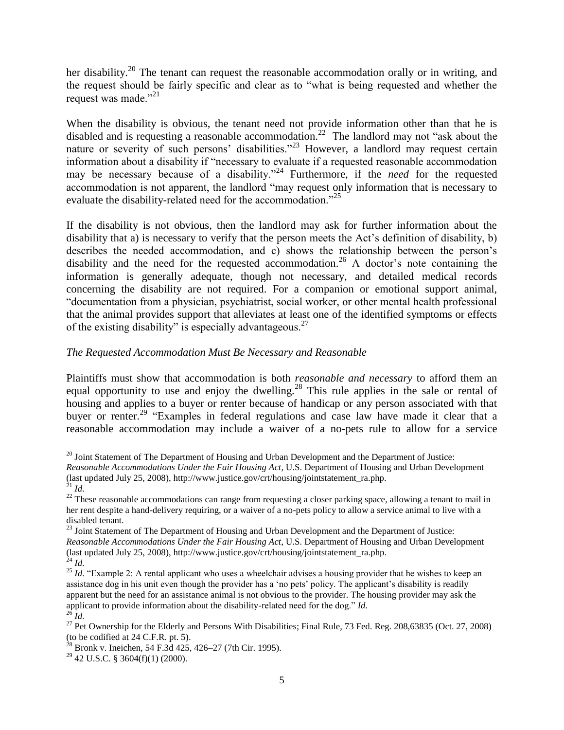her disability.[20] The tenant can request the reasonable accommodation orally or in writing, and the request should be fairly specific and clear as to "what is being requested and whether the request was made."[21]

When the disability is obvious, the tenant need not provide information other than that he is disabled and is requesting a reasonable accommodation.[22] The landlord may not "ask about the nature or severity of such persons' disabilities."[23] However, a landlord may request certain information about a disability if "necessary to evaluate if a requested reasonable accommodation may be necessary because of a disability."[24] Furthermore, if the *need* for the requested accommodation is not apparent, the landlord "may request only information that is necessary to evaluate the disability-related need for the accommodation."[25]

If the disability is not obvious, then the landlord may ask for further information about the disability that a) is necessary to verify that the person meets the Act's definition of disability, b) describes the needed accommodation, and c) shows the relationship between the person's disability and the need for the requested accommodation.[26] A doctor's note containing the information is generally adequate, though not necessary, and detailed medical records concerning the disability are not required. For a companion or emotional support animal, "documentation from a physician, psychiatrist, social worker, or other mental health professional that the animal provides support that alleviates at least one of the identified symptoms or effects of the existing disability" is especially advantageous.[27]

*The Requested Accommodation Must Be Necessary and Reasonable*

Plaintiffs must show that accommodation is both *reasonable and necessary* to afford them an equal opportunity to use and enjoy the dwelling.[28] This rule applies in the sale or rental of housing and applies to a buyer or renter because of handicap or any person associated with that buyer or renter.[29] "Examples in federal regulations and case law have made it clear that a reasonable accommodation may include a waiver of a no-pets rule to allow for a service

---

[20] Joint Statement of The Department of Housing and Urban Development and the Department of Justice: *Reasonable Accommodations Under the Fair Housing Act*, U.S. Department of Housing and Urban Development (last updated July 25, 2008), http://www.justice.gov/crt/housing/jointstatement_ra.php.

[21] *Id.*

[22] These reasonable accommodations can range from requesting a closer parking space, allowing a tenant to mail in her rent despite a hand-delivery requiring, or a waiver of a no-pets policy to allow a service animal to live with a disabled tenant.

[23] Joint Statement of The Department of Housing and Urban Development and the Department of Justice: *Reasonable Accommodations Under the Fair Housing Act*, U.S. Department of Housing and Urban Development (last updated July 25, 2008), http://www.justice.gov/crt/housing/jointstatement_ra.php.

[24] *Id.*

[25] *Id.* "Example 2: A rental applicant who uses a wheelchair advises a housing provider that he wishes to keep an assistance dog in his unit even though the provider has a 'no pets' policy. The applicant's disability is readily apparent but the need for an assistance animal is not obvious to the provider. The housing provider may ask the applicant to provide information about the disability-related need for the dog." *Id.*

[26] *Id.*

[27] Pet Ownership for the Elderly and Persons With Disabilities; Final Rule, 73 Fed. Reg. 208,63835 (Oct. 27, 2008) (to be codified at 24 C.F.R. pt. 5).

[28] Bronk v. Ineichen, 54 F.3d 425, 426–27 (7th Cir. 1995).

[29] 42 U.S.C. § 3604(f)(1) (2000).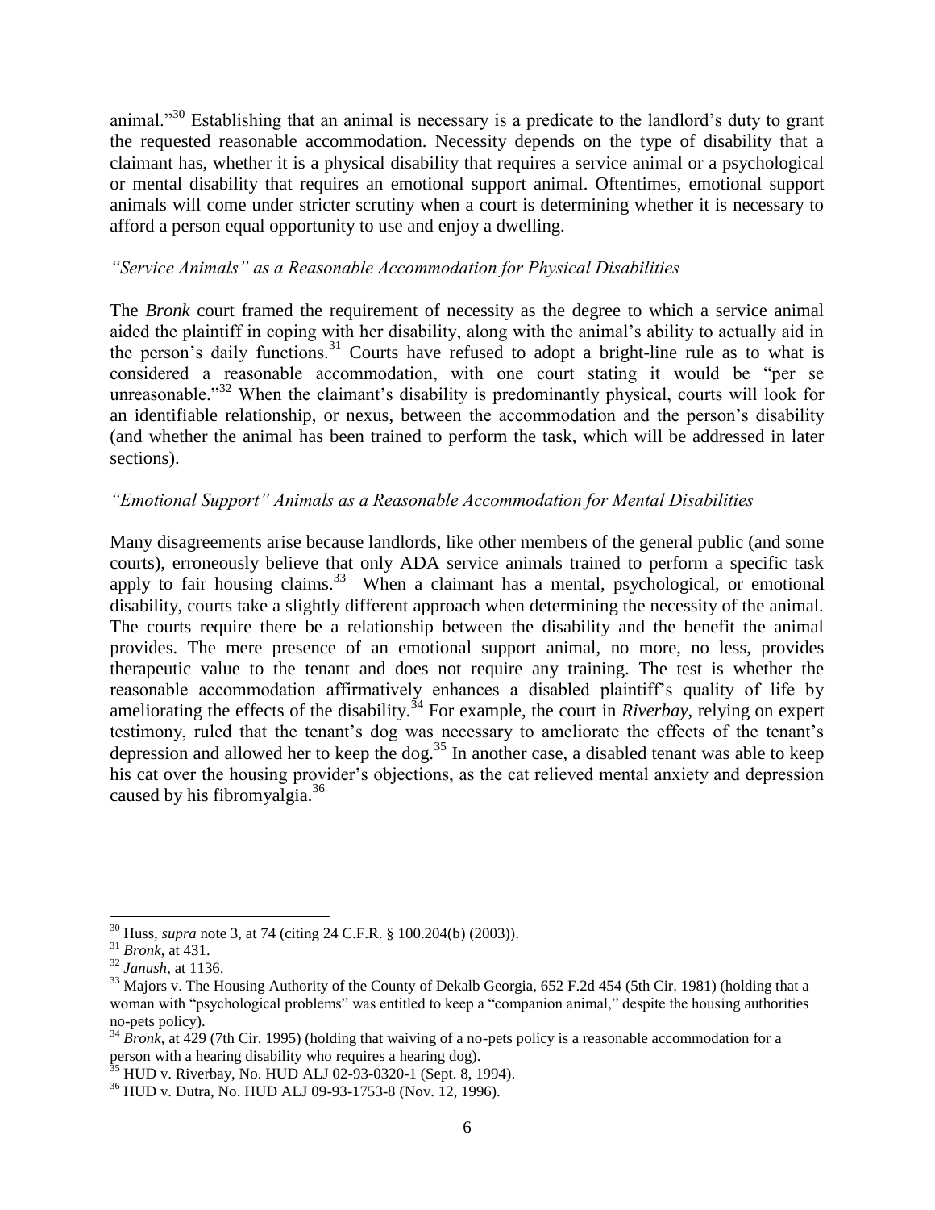animal."[30] Establishing that an animal is necessary is a predicate to the landlord's duty to grant the requested reasonable accommodation. Necessity depends on the type of disability that a claimant has, whether it is a physical disability that requires a service animal or a psychological or mental disability that requires an emotional support animal. Oftentimes, emotional support animals will come under stricter scrutiny when a court is determining whether it is necessary to afford a person equal opportunity to use and enjoy a dwelling.

### *"Service Animals" as a Reasonable Accommodation for Physical Disabilities*

The *Bronk* court framed the requirement of necessity as the degree to which a service animal aided the plaintiff in coping with her disability, along with the animal's ability to actually aid in the person's daily functions.[31] Courts have refused to adopt a bright-line rule as to what is considered a reasonable accommodation, with one court stating it would be "per se unreasonable."[32] When the claimant's disability is predominantly physical, courts will look for an identifiable relationship, or nexus, between the accommodation and the person's disability (and whether the animal has been trained to perform the task, which will be addressed in later sections).

### *"Emotional Support" Animals as a Reasonable Accommodation for Mental Disabilities*

Many disagreements arise because landlords, like other members of the general public (and some courts), erroneously believe that only ADA service animals trained to perform a specific task apply to fair housing claims.[33] When a claimant has a mental, psychological, or emotional disability, courts take a slightly different approach when determining the necessity of the animal. The courts require there be a relationship between the disability and the benefit the animal provides. The mere presence of an emotional support animal, no more, no less, provides therapeutic value to the tenant and does not require any training. The test is whether the reasonable accommodation affirmatively enhances a disabled plaintiff's quality of life by ameliorating the effects of the disability.[34] For example, the court in *Riverbay*, relying on expert testimony, ruled that the tenant's dog was necessary to ameliorate the effects of the tenant's depression and allowed her to keep the dog.[35] In another case, a disabled tenant was able to keep his cat over the housing provider's objections, as the cat relieved mental anxiety and depression caused by his fibromyalgia.[36]

---

[30] Huss, *supra* note 3, at 74 (citing 24 C.F.R. § 100.204(b) (2003)).

[31] *Bronk*, at 431.

[32] *Janush*, at 1136.

[33] Majors v. The Housing Authority of the County of Dekalb Georgia, 652 F.2d 454 (5th Cir. 1981) (holding that a woman with "psychological problems" was entitled to keep a "companion animal," despite the housing authorities no-pets policy).

[34] *Bronk*, at 429 (7th Cir. 1995) (holding that waiving of a no-pets policy is a reasonable accommodation for a person with a hearing disability who requires a hearing dog).

[35] HUD v. Riverbay, No. HUD ALJ 02-93-0320-1 (Sept. 8, 1994).

[36] HUD v. Dutra, No. HUD ALJ 09-93-1753-8 (Nov. 12, 1996).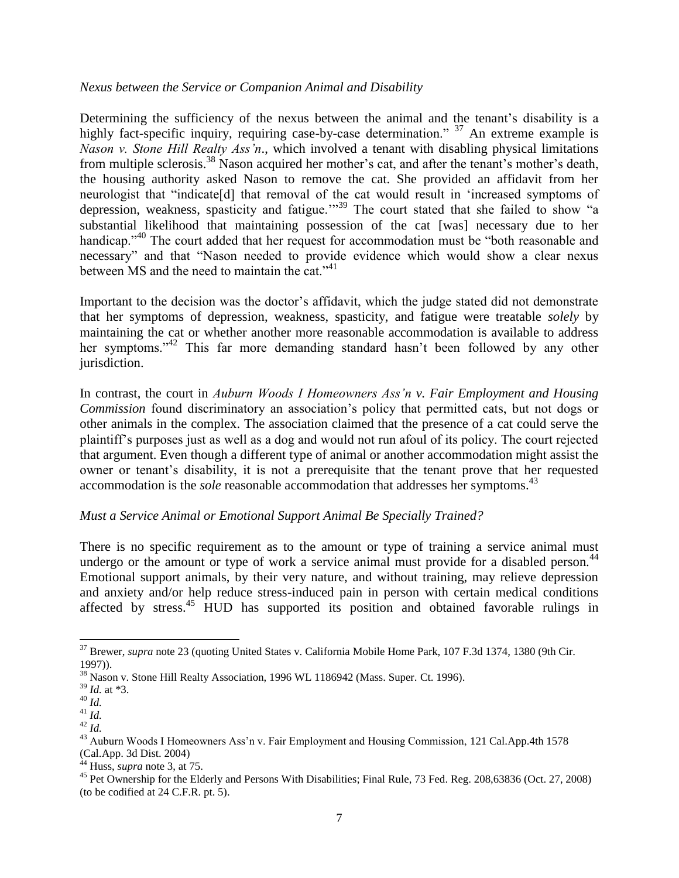*Nexus between the Service or Companion Animal and Disability*

Determining the sufficiency of the nexus between the animal and the tenant's disability is a highly fact-specific inquiry, requiring case-by-case determination." [37] An extreme example is *Nason v. Stone Hill Realty Ass'n*., which involved a tenant with disabling physical limitations from multiple sclerosis.[38] Nason acquired her mother's cat, and after the tenant's mother's death, the housing authority asked Nason to remove the cat. She provided an affidavit from her neurologist that "indicate[d] that removal of the cat would result in 'increased symptoms of depression, weakness, spasticity and fatigue.'"[39] The court stated that she failed to show "a substantial likelihood that maintaining possession of the cat [was] necessary due to her handicap."[40] The court added that her request for accommodation must be "both reasonable and necessary" and that "Nason needed to provide evidence which would show a clear nexus between MS and the need to maintain the cat."[41]

Important to the decision was the doctor's affidavit, which the judge stated did not demonstrate that her symptoms of depression, weakness, spasticity, and fatigue were treatable *solely* by maintaining the cat or whether another more reasonable accommodation is available to address her symptoms."[42] This far more demanding standard hasn't been followed by any other jurisdiction.

In contrast, the court in *Auburn Woods I Homeowners Ass'n v. Fair Employment and Housing Commission* found discriminatory an association's policy that permitted cats, but not dogs or other animals in the complex. The association claimed that the presence of a cat could serve the plaintiff's purposes just as well as a dog and would not run afoul of its policy. The court rejected that argument. Even though a different type of animal or another accommodation might assist the owner or tenant's disability, it is not a prerequisite that the tenant prove that her requested accommodation is the *sole* reasonable accommodation that addresses her symptoms.[43]

*Must a Service Animal or Emotional Support Animal Be Specially Trained?*

There is no specific requirement as to the amount or type of training a service animal must undergo or the amount or type of work a service animal must provide for a disabled person.[44] Emotional support animals, by their very nature, and without training, may relieve depression and anxiety and/or help reduce stress-induced pain in person with certain medical conditions affected by stress.[45] HUD has supported its position and obtained favorable rulings in

---

[37] Brewer, *supra* note 23 (quoting United States v. California Mobile Home Park, 107 F.3d 1374, 1380 (9th Cir. 1997)).

[38] Nason v. Stone Hill Realty Association, 1996 WL 1186942 (Mass. Super. Ct. 1996).

[39] *Id.* at *3.

[40] *Id.*

[41] *Id.*

[42] *Id.*

[43] Auburn Woods I Homeowners Ass'n v. Fair Employment and Housing Commission, 121 Cal.App.4th 1578 (Cal.App. 3d Dist. 2004)

[44] Huss, *supra* note 3, at 75.

[45] Pet Ownership for the Elderly and Persons With Disabilities; Final Rule, 73 Fed. Reg. 208,63836 (Oct. 27, 2008) (to be codified at 24 C.F.R. pt. 5).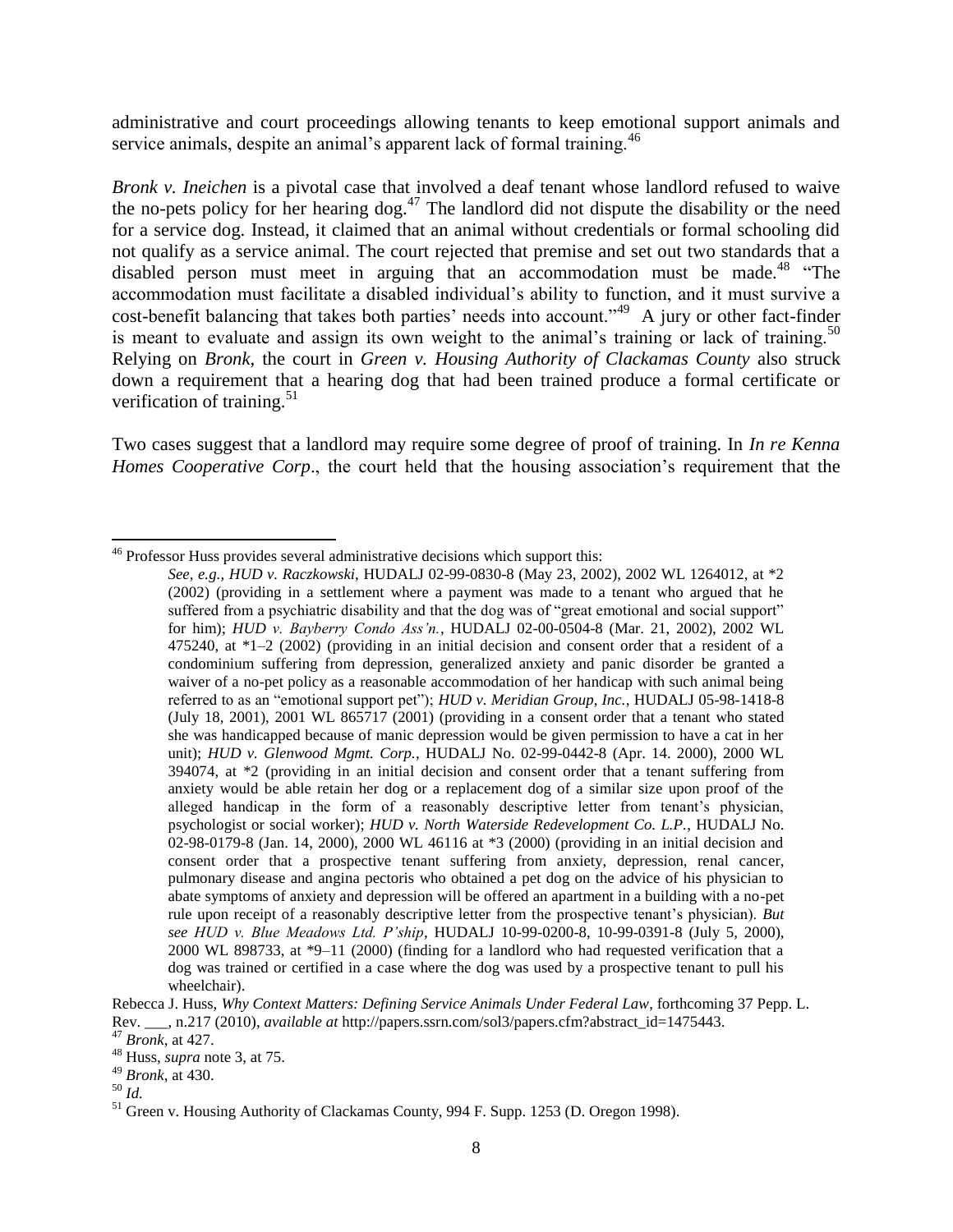administrative and court proceedings allowing tenants to keep emotional support animals and service animals, despite an animal's apparent lack of formal training.[46]

*Bronk v. Ineichen* is a pivotal case that involved a deaf tenant whose landlord refused to waive the no-pets policy for her hearing dog.[47] The landlord did not dispute the disability or the need for a service dog. Instead, it claimed that an animal without credentials or formal schooling did not qualify as a service animal. The court rejected that premise and set out two standards that a disabled person must meet in arguing that an accommodation must be made.[48] "The accommodation must facilitate a disabled individual's ability to function, and it must survive a cost-benefit balancing that takes both parties' needs into account."[49] A jury or other fact-finder is meant to evaluate and assign its own weight to the animal's training or lack of training.[50] Relying on *Bronk*, the court in *Green v. Housing Authority of Clackamas County* also struck down a requirement that a hearing dog that had been trained produce a formal certificate or verification of training.[51]

Two cases suggest that a landlord may require some degree of proof of training. In *In re Kenna Homes Cooperative Corp*., the court held that the housing association's requirement that the

---

[46] Professor Huss provides several administrative decisions which support this:

> *See, e.g., HUD v. Raczkowski*, HUDALJ 02-99-0830-8 (May 23, 2002), 2002 WL 1264012, at *2 (2002) (providing in a settlement where a payment was made to a tenant who argued that he suffered from a psychiatric disability and that the dog was of "great emotional and social support" for him); *HUD v. Bayberry Condo Ass'n.*, HUDALJ 02-00-0504-8 (Mar. 21, 2002), 2002 WL 475240, at *1–2 (2002) (providing in an initial decision and consent order that a resident of a condominium suffering from depression, generalized anxiety and panic disorder be granted a waiver of a no-pet policy as a reasonable accommodation of her handicap with such animal being referred to as an "emotional support pet"); *HUD v. Meridian Group, Inc.*, HUDALJ 05-98-1418-8 (July 18, 2001), 2001 WL 865717 (2001) (providing in a consent order that a tenant who stated she was handicapped because of manic depression would be given permission to have a cat in her unit); *HUD v. Glenwood Mgmt. Corp.*, HUDALJ No. 02-99-0442-8 (Apr. 14. 2000), 2000 WL 394074, at *2 (providing in an initial decision and consent order that a tenant suffering from anxiety would be able retain her dog or a replacement dog of a similar size upon proof of the alleged handicap in the form of a reasonably descriptive letter from tenant's physician, psychologist or social worker); *HUD v. North Waterside Redevelopment Co. L.P.*, HUDALJ No. 02-98-0179-8 (Jan. 14, 2000), 2000 WL 46116 at *3 (2000) (providing in an initial decision and consent order that a prospective tenant suffering from anxiety, depression, renal cancer, pulmonary disease and angina pectoris who obtained a pet dog on the advice of his physician to abate symptoms of anxiety and depression will be offered an apartment in a building with a no-pet rule upon receipt of a reasonably descriptive letter from the prospective tenant's physician). *But see HUD v. Blue Meadows Ltd. P'ship*, HUDALJ 10-99-0200-8, 10-99-0391-8 (July 5, 2000), 2000 WL 898733, at *9–11 (2000) (finding for a landlord who had requested verification that a dog was trained or certified in a case where the dog was used by a prospective tenant to pull his wheelchair).

Rebecca J. Huss, *Why Context Matters: Defining Service Animals Under Federal Law*, forthcoming 37 Pepp. L. Rev. ___, n.217 (2010), *available at* http://papers.ssrn.com/sol3/papers.cfm?abstract_id=1475443.

[47] *Bronk*, at 427.

[48] Huss, *supra* note 3, at 75.

[49] *Bronk*, at 430.

[50] *Id.*

[51] Green v. Housing Authority of Clackamas County, 994 F. Supp. 1253 (D. Oregon 1998).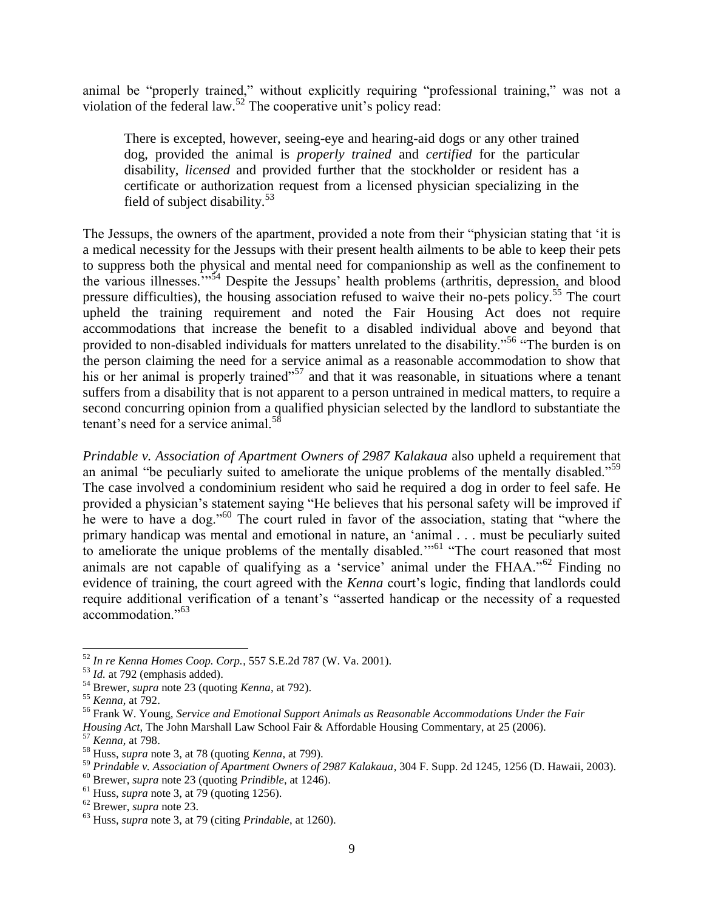animal be "properly trained," without explicitly requiring "professional training," was not a violation of the federal law.[52] The cooperative unit's policy read:

> There is excepted, however, seeing-eye and hearing-aid dogs or any other trained dog, provided the animal is *properly trained* and *certified* for the particular disability, *licensed* and provided further that the stockholder or resident has a certificate or authorization request from a licensed physician specializing in the field of subject disability.[53]

The Jessups, the owners of the apartment, provided a note from their "physician stating that 'it is a medical necessity for the Jessups with their present health ailments to be able to keep their pets to suppress both the physical and mental need for companionship as well as the confinement to the various illnesses.'"[54] Despite the Jessups' health problems (arthritis, depression, and blood pressure difficulties), the housing association refused to waive their no-pets policy.[55] The court upheld the training requirement and noted the Fair Housing Act does not require accommodations that increase the benefit to a disabled individual above and beyond that provided to non-disabled individuals for matters unrelated to the disability."[56] "The burden is on the person claiming the need for a service animal as a reasonable accommodation to show that his or her animal is properly trained"[57] and that it was reasonable, in situations where a tenant suffers from a disability that is not apparent to a person untrained in medical matters, to require a second concurring opinion from a qualified physician selected by the landlord to substantiate the tenant's need for a service animal.[58]

*Prindable v. Association of Apartment Owners of 2987 Kalakaua* also upheld a requirement that an animal "be peculiarly suited to ameliorate the unique problems of the mentally disabled."[59] The case involved a condominium resident who said he required a dog in order to feel safe. He provided a physician's statement saying "He believes that his personal safety will be improved if he were to have a dog."[60] The court ruled in favor of the association, stating that "where the primary handicap was mental and emotional in nature, an 'animal . . . must be peculiarly suited to ameliorate the unique problems of the mentally disabled.'"[61] "The court reasoned that most animals are not capable of qualifying as a 'service' animal under the FHAA."[62] Finding no evidence of training, the court agreed with the *Kenna* court's logic, finding that landlords could require additional verification of a tenant's "asserted handicap or the necessity of a requested accommodation."[63]

---

[52] *In re Kenna Homes Coop. Corp.*, 557 S.E.2d 787 (W. Va. 2001).

[53] *Id.* at 792 (emphasis added).

[54] Brewer, *supra* note 23 (quoting *Kenna*, at 792).

[55] *Kenna*, at 792.

[56] Frank W. Young, *Service and Emotional Support Animals as Reasonable Accommodations Under the Fair Housing Act*, The John Marshall Law School Fair & Affordable Housing Commentary, at 25 (2006).

[57] *Kenna*, at 798.

[58] Huss, *supra* note 3, at 78 (quoting *Kenna*, at 799).

[59] *Prindable v. Association of Apartment Owners of 2987 Kalakaua*, 304 F. Supp. 2d 1245, 1256 (D. Hawaii, 2003).

[60] Brewer, *supra* note 23 (quoting *Prindible*, at 1246).

[61] Huss, *supra* note 3, at 79 (quoting 1256).

[62] Brewer, *supra* note 23.

[63] Huss, *supra* note 3, at 79 (citing *Prindable*, at 1260).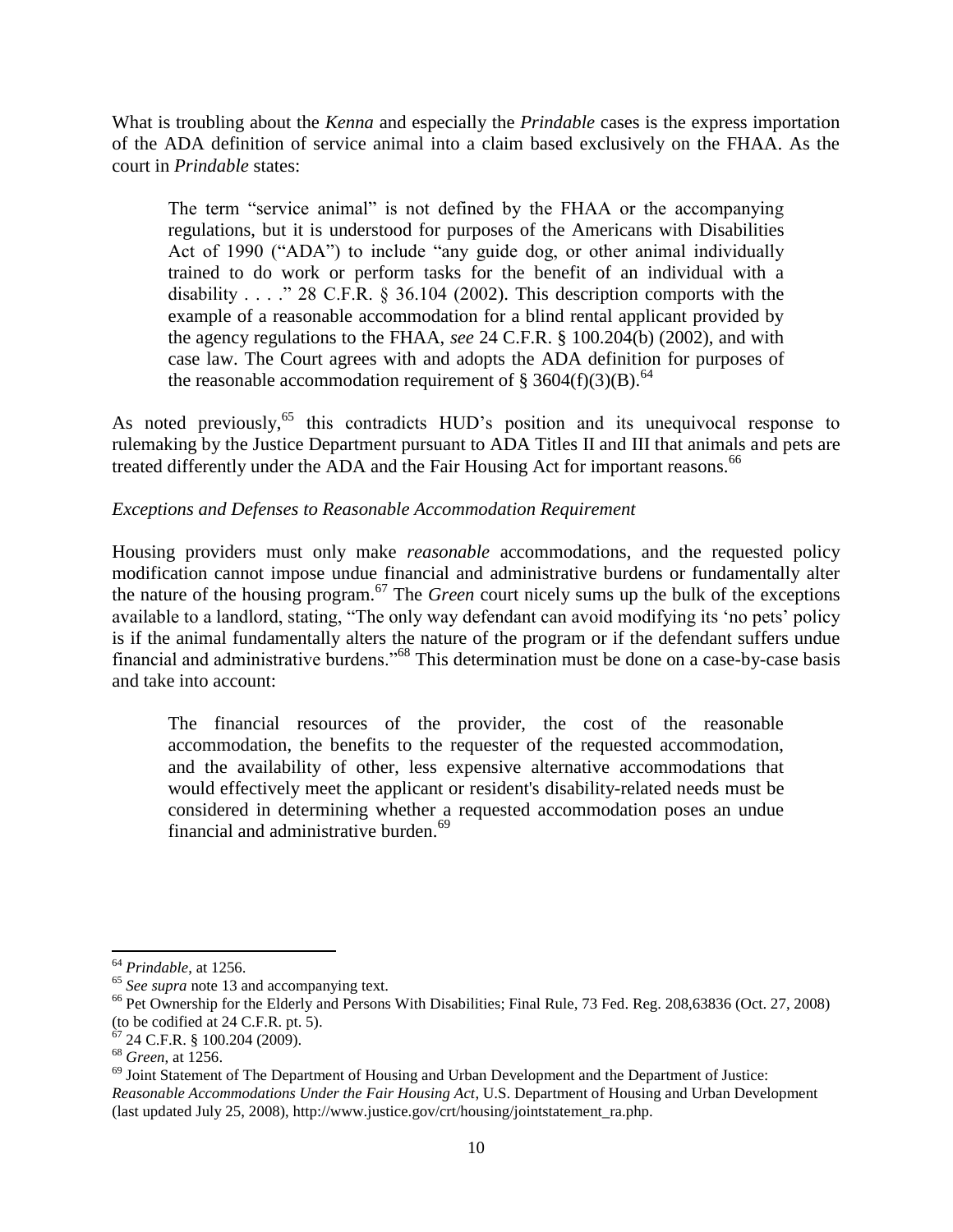What is troubling about the *Kenna* and especially the *Prindable* cases is the express importation of the ADA definition of service animal into a claim based exclusively on the FHAA. As the court in *Prindable* states:

> The term "service animal" is not defined by the FHAA or the accompanying regulations, but it is understood for purposes of the Americans with Disabilities Act of 1990 ("ADA") to include "any guide dog, or other animal individually trained to do work or perform tasks for the benefit of an individual with a disability . . . ." 28 C.F.R. § 36.104 (2002). This description comports with the example of a reasonable accommodation for a blind rental applicant provided by the agency regulations to the FHAA, *see* 24 C.F.R. § 100.204(b) (2002), and with case law. The Court agrees with and adopts the ADA definition for purposes of the reasonable accommodation requirement of § 3604(f)(3)(B).[64]

As noted previously,[65] this contradicts HUD's position and its unequivocal response to rulemaking by the Justice Department pursuant to ADA Titles II and III that animals and pets are treated differently under the ADA and the Fair Housing Act for important reasons.[66]

*Exceptions and Defenses to Reasonable Accommodation Requirement*

Housing providers must only make *reasonable* accommodations, and the requested policy modification cannot impose undue financial and administrative burdens or fundamentally alter the nature of the housing program.[67] The *Green* court nicely sums up the bulk of the exceptions available to a landlord, stating, "The only way defendant can avoid modifying its 'no pets' policy is if the animal fundamentally alters the nature of the program or if the defendant suffers undue financial and administrative burdens."[68] This determination must be done on a case-by-case basis and take into account:

> The financial resources of the provider, the cost of the reasonable accommodation, the benefits to the requester of the requested accommodation, and the availability of other, less expensive alternative accommodations that would effectively meet the applicant or resident's disability-related needs must be considered in determining whether a requested accommodation poses an undue financial and administrative burden.[69]

---

[64] *Prindable*, at 1256.

[65] *See supra* note 13 and accompanying text.

[66] Pet Ownership for the Elderly and Persons With Disabilities; Final Rule, 73 Fed. Reg. 208,63836 (Oct. 27, 2008) (to be codified at 24 C.F.R. pt. 5).

[67] 24 C.F.R. § 100.204 (2009).

[68] *Green*, at 1256.

[69] Joint Statement of The Department of Housing and Urban Development and the Department of Justice: *Reasonable Accommodations Under the Fair Housing Act*, U.S. Department of Housing and Urban Development (last updated July 25, 2008), http://www.justice.gov/crt/housing/jointstatement_ra.php.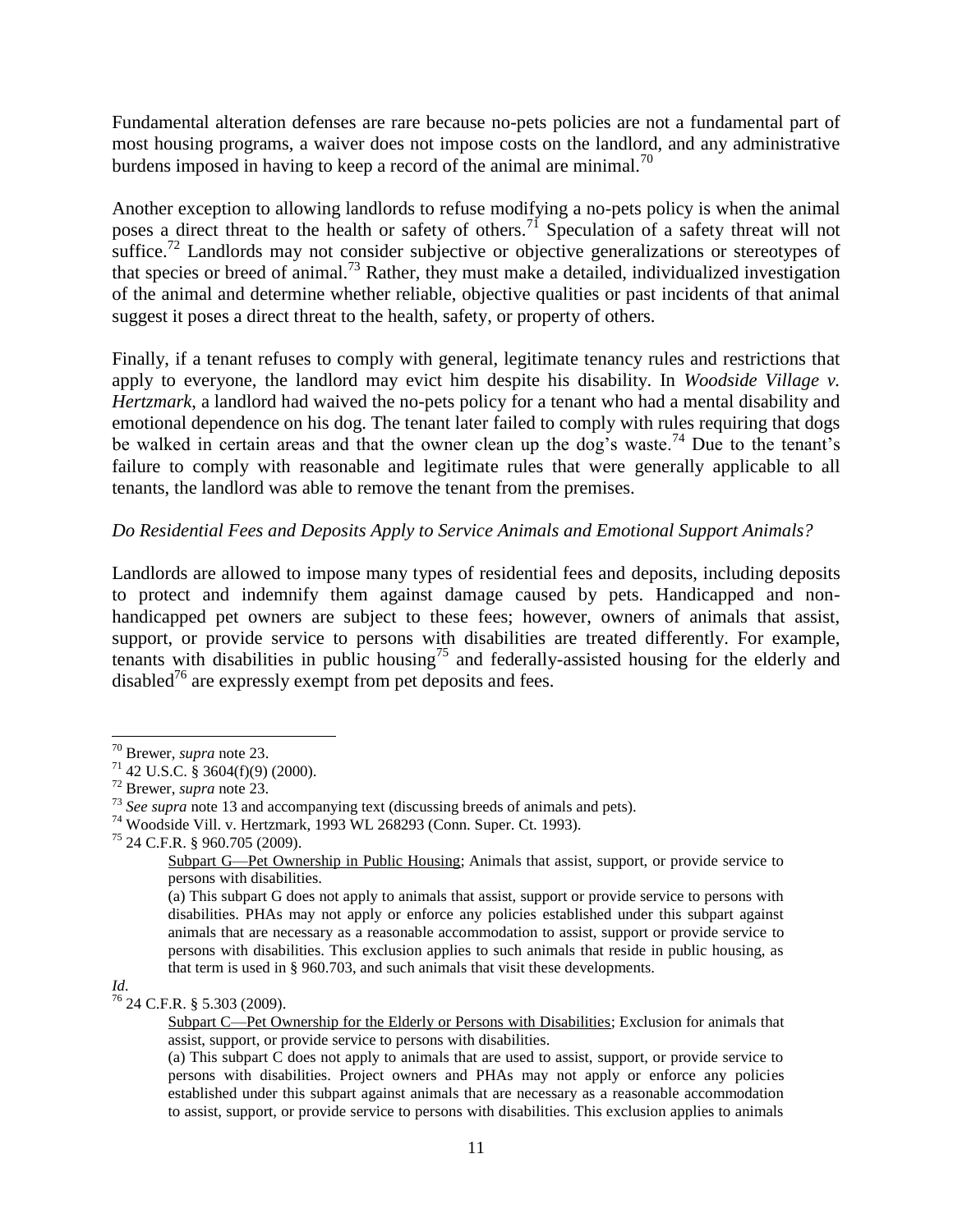Fundamental alteration defenses are rare because no-pets policies are not a fundamental part of most housing programs, a waiver does not impose costs on the landlord, and any administrative burdens imposed in having to keep a record of the animal are minimal.[70]

Another exception to allowing landlords to refuse modifying a no-pets policy is when the animal poses a direct threat to the health or safety of others.[71] Speculation of a safety threat will not suffice.[72] Landlords may not consider subjective or objective generalizations or stereotypes of that species or breed of animal.[73] Rather, they must make a detailed, individualized investigation of the animal and determine whether reliable, objective qualities or past incidents of that animal suggest it poses a direct threat to the health, safety, or property of others.

Finally, if a tenant refuses to comply with general, legitimate tenancy rules and restrictions that apply to everyone, the landlord may evict him despite his disability. In *Woodside Village v. Hertzmark*, a landlord had waived the no-pets policy for a tenant who had a mental disability and emotional dependence on his dog. The tenant later failed to comply with rules requiring that dogs be walked in certain areas and that the owner clean up the dog's waste.[74] Due to the tenant's failure to comply with reasonable and legitimate rules that were generally applicable to all tenants, the landlord was able to remove the tenant from the premises.

*Do Residential Fees and Deposits Apply to Service Animals and Emotional Support Animals?*

Landlords are allowed to impose many types of residential fees and deposits, including deposits to protect and indemnify them against damage caused by pets. Handicapped and non-handicapped pet owners are subject to these fees; however, owners of animals that assist, support, or provide service to persons with disabilities are treated differently. For example, tenants with disabilities in public housing[75] and federally-assisted housing for the elderly and disabled[76] are expressly exempt from pet deposits and fees.

---

[70] Brewer, *supra* note 23.

[71] 42 U.S.C. § 3604(f)(9) (2000).

[72] Brewer, *supra* note 23.

[73] *See supra* note 13 and accompanying text (discussing breeds of animals and pets).

[74] Woodside Vill. v. Hertzmark, 1993 WL 268293 (Conn. Super. Ct. 1993).

[75] 24 C.F.R. § 960.705 (2009).

> Subpart G—Pet Ownership in Public Housing; Animals that assist, support, or provide service to persons with disabilities.
>
> (a) This subpart G does not apply to animals that assist, support or provide service to persons with disabilities. PHAs may not apply or enforce any policies established under this subpart against animals that are necessary as a reasonable accommodation to assist, support or provide service to persons with disabilities. This exclusion applies to such animals that reside in public housing, as that term is used in § 960.703, and such animals that visit these developments.

*Id*.

[76] 24 C.F.R. § 5.303 (2009).

> Subpart C—Pet Ownership for the Elderly or Persons with Disabilities; Exclusion for animals that assist, support, or provide service to persons with disabilities.
>
> (a) This subpart C does not apply to animals that are used to assist, support, or provide service to persons with disabilities. Project owners and PHAs may not apply or enforce any policies established under this subpart against animals that are necessary as a reasonable accommodation to assist, support, or provide service to persons with disabilities. This exclusion applies to animals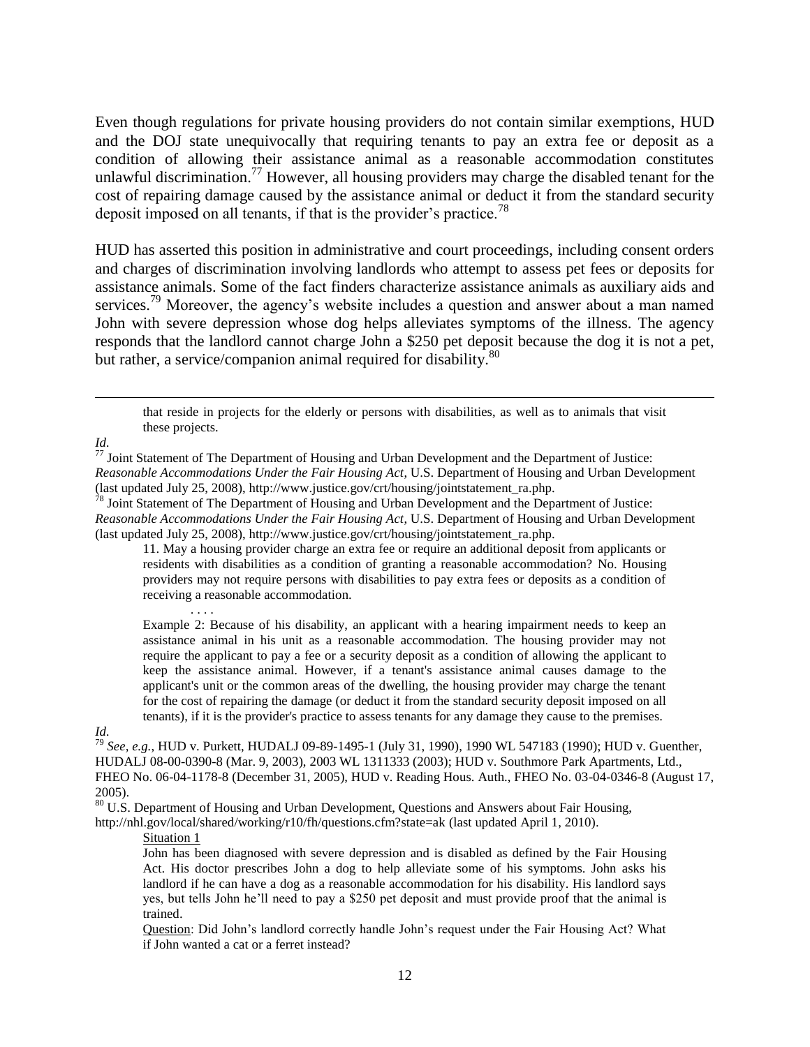Even though regulations for private housing providers do not contain similar exemptions, HUD and the DOJ state unequivocally that requiring tenants to pay an extra fee or deposit as a condition of allowing their assistance animal as a reasonable accommodation constitutes unlawful discrimination.[77] However, all housing providers may charge the disabled tenant for the cost of repairing damage caused by the assistance animal or deduct it from the standard security deposit imposed on all tenants, if that is the provider's practice.[78]

HUD has asserted this position in administrative and court proceedings, including consent orders and charges of discrimination involving landlords who attempt to assess pet fees or deposits for assistance animals. Some of the fact finders characterize assistance animals as auxiliary aids and services.[79] Moreover, the agency's website includes a question and answer about a man named John with severe depression whose dog helps alleviates symptoms of the illness. The agency responds that the landlord cannot charge John a $250 pet deposit because the dog it is not a pet, but rather, a service/companion animal required for disability.[80]

---

> that reside in projects for the elderly or persons with disabilities, as well as to animals that visit these projects.

*Id.*

[77] Joint Statement of The Department of Housing and Urban Development and the Department of Justice: *Reasonable Accommodations Under the Fair Housing Act*, U.S. Department of Housing and Urban Development (last updated July 25, 2008), http://www.justice.gov/crt/housing/jointstatement_ra.php.

[78] Joint Statement of The Department of Housing and Urban Development and the Department of Justice: *Reasonable Accommodations Under the Fair Housing Act*, U.S. Department of Housing and Urban Development (last updated July 25, 2008), http://www.justice.gov/crt/housing/jointstatement_ra.php.

> 11. May a housing provider charge an extra fee or require an additional deposit from applicants or residents with disabilities as a condition of granting a reasonable accommodation? No. Housing providers may not require persons with disabilities to pay extra fees or deposits as a condition of receiving a reasonable accommodation.
>
> . . . .
>
> Example 2: Because of his disability, an applicant with a hearing impairment needs to keep an assistance animal in his unit as a reasonable accommodation. The housing provider may not require the applicant to pay a fee or a security deposit as a condition of allowing the applicant to keep the assistance animal. However, if a tenant's assistance animal causes damage to the applicant's unit or the common areas of the dwelling, the housing provider may charge the tenant for the cost of repairing the damage (or deduct it from the standard security deposit imposed on all tenants), if it is the provider's practice to assess tenants for any damage they cause to the premises.

*Id.*

[79] *See, e.g.*, HUD v. Purkett, HUDALJ 09-89-1495-1 (July 31, 1990), 1990 WL 547183 (1990); HUD v. Guenther, HUDALJ 08-00-0390-8 (Mar. 9, 2003), 2003 WL 1311333 (2003); HUD v. Southmore Park Apartments, Ltd., FHEO No. 06-04-1178-8 (December 31, 2005), HUD v. Reading Hous. Auth., FHEO No. 03-04-0346-8 (August 17, 2005).

[80] U.S. Department of Housing and Urban Development, Questions and Answers about Fair Housing, http://nhl.gov/local/shared/working/r10/fh/questions.cfm?state=ak (last updated April 1, 2010).

> Situation 1
>
> John has been diagnosed with severe depression and is disabled as defined by the Fair Housing Act. His doctor prescribes John a dog to help alleviate some of his symptoms. John asks his landlord if he can have a dog as a reasonable accommodation for his disability. His landlord says yes, but tells John he'll need to pay a $250 pet deposit and must provide proof that the animal is trained.
>
> Question: Did John's landlord correctly handle John's request under the Fair Housing Act? What if John wanted a cat or a ferret instead?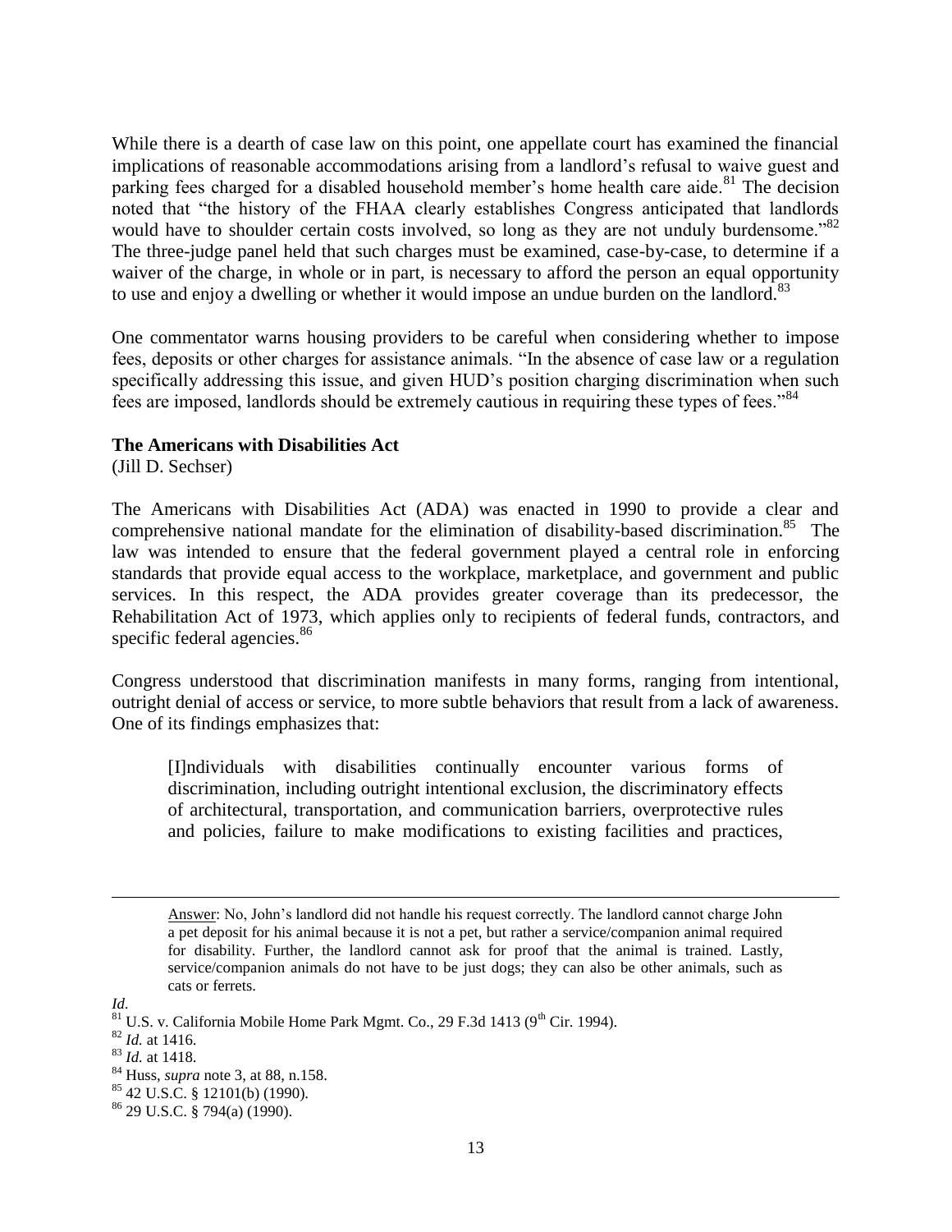While there is a dearth of case law on this point, one appellate court has examined the financial implications of reasonable accommodations arising from a landlord's refusal to waive guest and parking fees charged for a disabled household member's home health care aide.[81] The decision noted that "the history of the FHAA clearly establishes Congress anticipated that landlords would have to shoulder certain costs involved, so long as they are not unduly burdensome."[82] The three-judge panel held that such charges must be examined, case-by-case, to determine if a waiver of the charge, in whole or in part, is necessary to afford the person an equal opportunity to use and enjoy a dwelling or whether it would impose an undue burden on the landlord.[83]

One commentator warns housing providers to be careful when considering whether to impose fees, deposits or other charges for assistance animals. "In the absence of case law or a regulation specifically addressing this issue, and given HUD's position charging discrimination when such fees are imposed, landlords should be extremely cautious in requiring these types of fees."[84]

**The Americans with Disabilities Act**

(Jill D. Sechser)

The Americans with Disabilities Act (ADA) was enacted in 1990 to provide a clear and comprehensive national mandate for the elimination of disability-based discrimination.[85] The law was intended to ensure that the federal government played a central role in enforcing standards that provide equal access to the workplace, marketplace, and government and public services. In this respect, the ADA provides greater coverage than its predecessor, the Rehabilitation Act of 1973, which applies only to recipients of federal funds, contractors, and specific federal agencies.[86]

Congress understood that discrimination manifests in many forms, ranging from intentional, outright denial of access or service, to more subtle behaviors that result from a lack of awareness. One of its findings emphasizes that:

> [I]ndividuals with disabilities continually encounter various forms of discrimination, including outright intentional exclusion, the discriminatory effects of architectural, transportation, and communication barriers, overprotective rules and policies, failure to make modifications to existing facilities and practices,

---

> Answer: No, John's landlord did not handle his request correctly. The landlord cannot charge John a pet deposit for his animal because it is not a pet, but rather a service/companion animal required for disability. Further, the landlord cannot ask for proof that the animal is trained. Lastly, service/companion animals do not have to be just dogs; they can also be other animals, such as cats or ferrets.

*Id*.

[81] U.S. v. California Mobile Home Park Mgmt. Co., 29 F.3d 1413 (9th Cir. 1994).

[82] *Id.* at 1416.

[83] *Id.* at 1418.

[84] Huss, *supra* note 3, at 88, n.158.

[85] 42 U.S.C. § 12101(b) (1990).

[86] 29 U.S.C. § 794(a) (1990).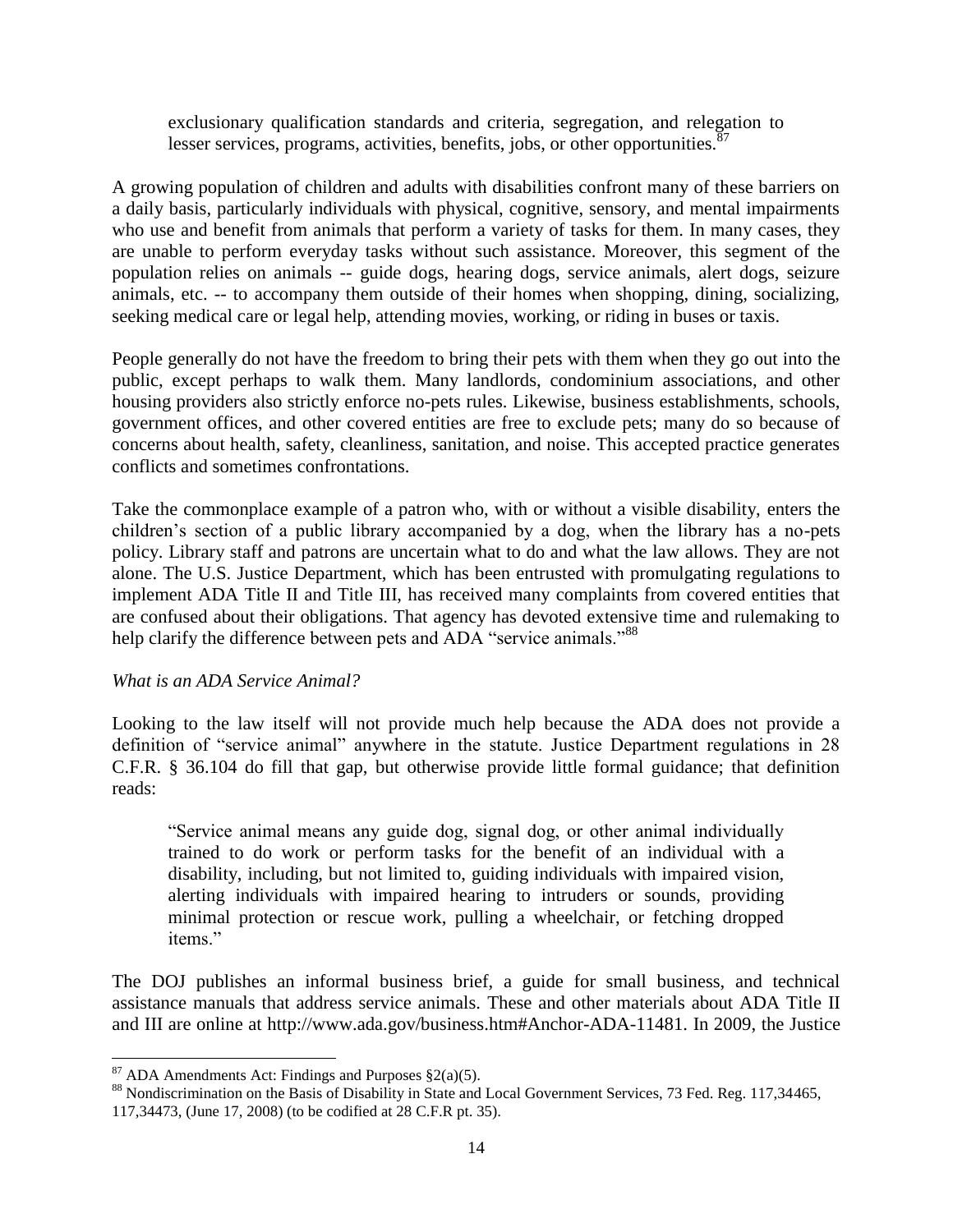> exclusionary qualification standards and criteria, segregation, and relegation to lesser services, programs, activities, benefits, jobs, or other opportunities.[87]

A growing population of children and adults with disabilities confront many of these barriers on a daily basis, particularly individuals with physical, cognitive, sensory, and mental impairments who use and benefit from animals that perform a variety of tasks for them. In many cases, they are unable to perform everyday tasks without such assistance. Moreover, this segment of the population relies on animals -- guide dogs, hearing dogs, service animals, alert dogs, seizure animals, etc. -- to accompany them outside of their homes when shopping, dining, socializing, seeking medical care or legal help, attending movies, working, or riding in buses or taxis.

People generally do not have the freedom to bring their pets with them when they go out into the public, except perhaps to walk them. Many landlords, condominium associations, and other housing providers also strictly enforce no-pets rules. Likewise, business establishments, schools, government offices, and other covered entities are free to exclude pets; many do so because of concerns about health, safety, cleanliness, sanitation, and noise. This accepted practice generates conflicts and sometimes confrontations.

Take the commonplace example of a patron who, with or without a visible disability, enters the children's section of a public library accompanied by a dog, when the library has a no-pets policy. Library staff and patrons are uncertain what to do and what the law allows. They are not alone. The U.S. Justice Department, which has been entrusted with promulgating regulations to implement ADA Title II and Title III, has received many complaints from covered entities that are confused about their obligations. That agency has devoted extensive time and rulemaking to help clarify the difference between pets and ADA "service animals."[88]

*What is an ADA Service Animal?*

Looking to the law itself will not provide much help because the ADA does not provide a definition of "service animal" anywhere in the statute. Justice Department regulations in 28 C.F.R. § 36.104 do fill that gap, but otherwise provide little formal guidance; that definition reads:

> "Service animal means any guide dog, signal dog, or other animal individually trained to do work or perform tasks for the benefit of an individual with a disability, including, but not limited to, guiding individuals with impaired vision, alerting individuals with impaired hearing to intruders or sounds, providing minimal protection or rescue work, pulling a wheelchair, or fetching dropped items."

The DOJ publishes an informal business brief, a guide for small business, and technical assistance manuals that address service animals. These and other materials about ADA Title II and III are online at http://www.ada.gov/business.htm#Anchor-ADA-11481. In 2009, the Justice

---

[87] ADA Amendments Act: Findings and Purposes §2(a)(5).

[88] Nondiscrimination on the Basis of Disability in State and Local Government Services, 73 Fed. Reg. 117,34465, 117,34473, (June 17, 2008) (to be codified at 28 C.F.R pt. 35).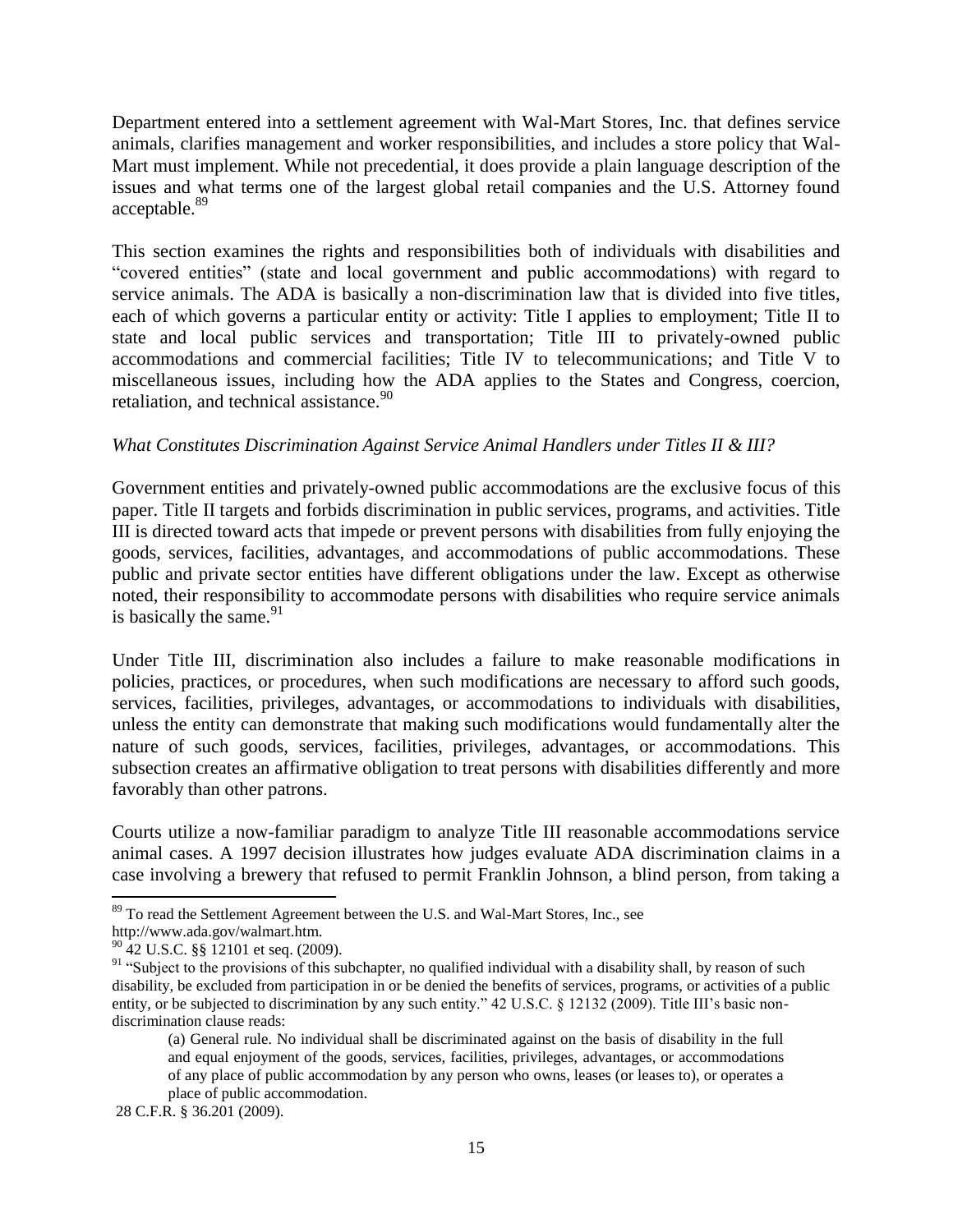Department entered into a settlement agreement with Wal-Mart Stores, Inc. that defines service animals, clarifies management and worker responsibilities, and includes a store policy that Wal-Mart must implement. While not precedential, it does provide a plain language description of the issues and what terms one of the largest global retail companies and the U.S. Attorney found acceptable.[89]

This section examines the rights and responsibilities both of individuals with disabilities and "covered entities" (state and local government and public accommodations) with regard to service animals. The ADA is basically a non-discrimination law that is divided into five titles, each of which governs a particular entity or activity: Title I applies to employment; Title II to state and local public services and transportation; Title III to privately-owned public accommodations and commercial facilities; Title IV to telecommunications; and Title V to miscellaneous issues, including how the ADA applies to the States and Congress, coercion, retaliation, and technical assistance.[90]

*What Constitutes Discrimination Against Service Animal Handlers under Titles II & III?*

Government entities and privately-owned public accommodations are the exclusive focus of this paper. Title II targets and forbids discrimination in public services, programs, and activities. Title III is directed toward acts that impede or prevent persons with disabilities from fully enjoying the goods, services, facilities, advantages, and accommodations of public accommodations. These public and private sector entities have different obligations under the law. Except as otherwise noted, their responsibility to accommodate persons with disabilities who require service animals is basically the same.[91]

Under Title III, discrimination also includes a failure to make reasonable modifications in policies, practices, or procedures, when such modifications are necessary to afford such goods, services, facilities, privileges, advantages, or accommodations to individuals with disabilities, unless the entity can demonstrate that making such modifications would fundamentally alter the nature of such goods, services, facilities, privileges, advantages, or accommodations. This subsection creates an affirmative obligation to treat persons with disabilities differently and more favorably than other patrons.

Courts utilize a now-familiar paradigm to analyze Title III reasonable accommodations service animal cases. A 1997 decision illustrates how judges evaluate ADA discrimination claims in a case involving a brewery that refused to permit Franklin Johnson, a blind person, from taking a

---

[89] To read the Settlement Agreement between the U.S. and Wal-Mart Stores, Inc., see http://www.ada.gov/walmart.htm.

[90] 42 U.S.C. §§ 12101 et seq. (2009).

[91] "Subject to the provisions of this subchapter, no qualified individual with a disability shall, by reason of such disability, be excluded from participation in or be denied the benefits of services, programs, or activities of a public entity, or be subjected to discrimination by any such entity." 42 U.S.C. § 12132 (2009). Title III's basic non-discrimination clause reads:

> (a) General rule. No individual shall be discriminated against on the basis of disability in the full and equal enjoyment of the goods, services, facilities, privileges, advantages, or accommodations of any place of public accommodation by any person who owns, leases (or leases to), or operates a place of public accommodation.

28 C.F.R. § 36.201 (2009).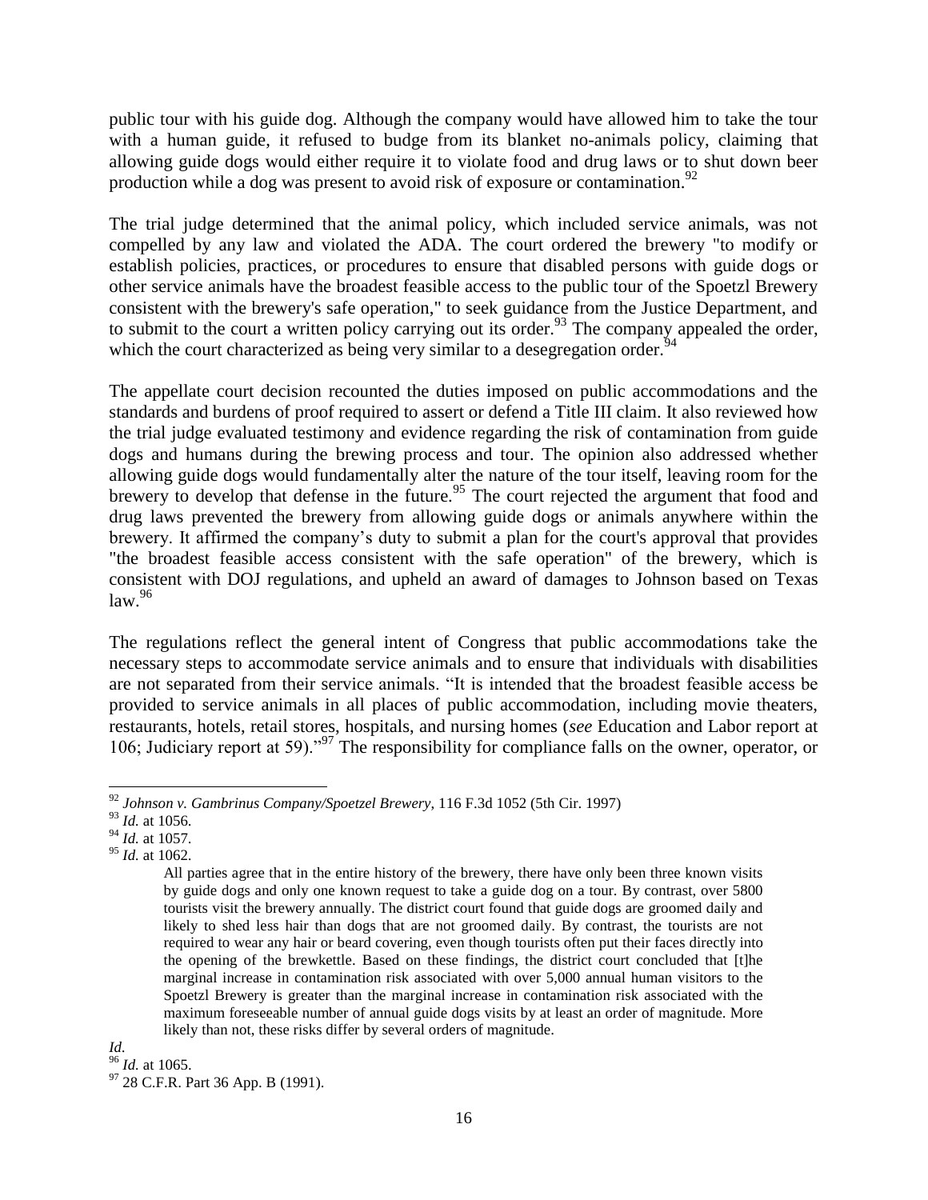public tour with his guide dog. Although the company would have allowed him to take the tour with a human guide, it refused to budge from its blanket no-animals policy, claiming that allowing guide dogs would either require it to violate food and drug laws or to shut down beer production while a dog was present to avoid risk of exposure or contamination.[92]

The trial judge determined that the animal policy, which included service animals, was not compelled by any law and violated the ADA. The court ordered the brewery "to modify or establish policies, practices, or procedures to ensure that disabled persons with guide dogs or other service animals have the broadest feasible access to the public tour of the Spoetzl Brewery consistent with the brewery's safe operation," to seek guidance from the Justice Department, and to submit to the court a written policy carrying out its order.[93] The company appealed the order, which the court characterized as being very similar to a desegregation order.[94]

The appellate court decision recounted the duties imposed on public accommodations and the standards and burdens of proof required to assert or defend a Title III claim. It also reviewed how the trial judge evaluated testimony and evidence regarding the risk of contamination from guide dogs and humans during the brewing process and tour. The opinion also addressed whether allowing guide dogs would fundamentally alter the nature of the tour itself, leaving room for the brewery to develop that defense in the future.[95] The court rejected the argument that food and drug laws prevented the brewery from allowing guide dogs or animals anywhere within the brewery. It affirmed the company's duty to submit a plan for the court's approval that provides "the broadest feasible access consistent with the safe operation" of the brewery, which is consistent with DOJ regulations, and upheld an award of damages to Johnson based on Texas law.[96]

The regulations reflect the general intent of Congress that public accommodations take the necessary steps to accommodate service animals and to ensure that individuals with disabilities are not separated from their service animals. "It is intended that the broadest feasible access be provided to service animals in all places of public accommodation, including movie theaters, restaurants, hotels, retail stores, hospitals, and nursing homes (*see* Education and Labor report at 106; Judiciary report at 59)."[97] The responsibility for compliance falls on the owner, operator, or

---

[92] *Johnson v. Gambrinus Company/Spoetzel Brewery*, 116 F.3d 1052 (5th Cir. 1997)

[93] *Id.* at 1056.

[94] *Id.* at 1057.

[95] *Id.* at 1062.

> All parties agree that in the entire history of the brewery, there have only been three known visits by guide dogs and only one known request to take a guide dog on a tour. By contrast, over 5800 tourists visit the brewery annually. The district court found that guide dogs are groomed daily and likely to shed less hair than dogs that are not groomed daily. By contrast, the tourists are not required to wear any hair or beard covering, even though tourists often put their faces directly into the opening of the brewkettle. Based on these findings, the district court concluded that [t]he marginal increase in contamination risk associated with over 5,000 annual human visitors to the Spoetzl Brewery is greater than the marginal increase in contamination risk associated with the maximum foreseeable number of annual guide dogs visits by at least an order of magnitude. More likely than not, these risks differ by several orders of magnitude.

*Id.*

[96] *Id.* at 1065.

[97] 28 C.F.R. Part 36 App. B (1991).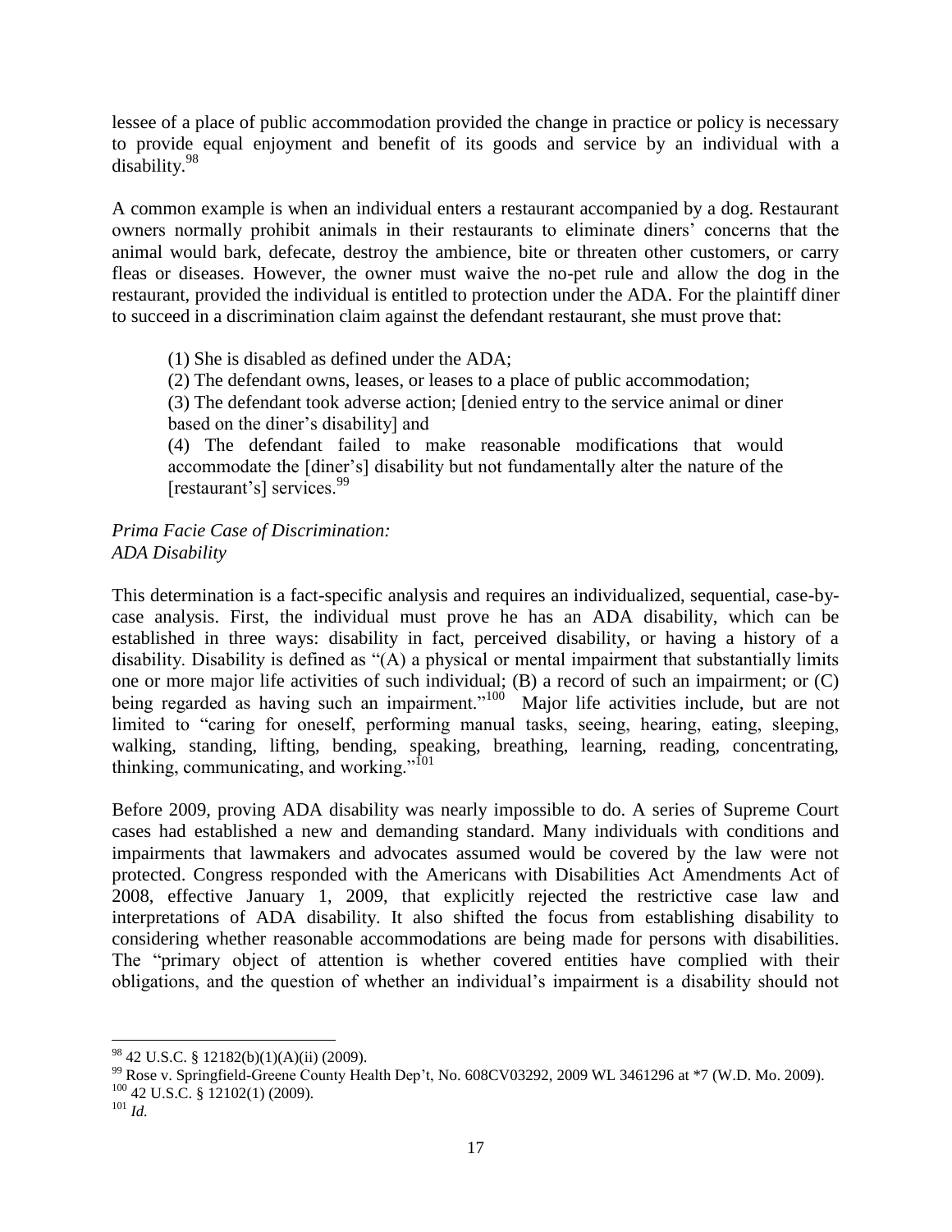lessee of a place of public accommodation provided the change in practice or policy is necessary to provide equal enjoyment and benefit of its goods and service by an individual with a disability.[98]

A common example is when an individual enters a restaurant accompanied by a dog. Restaurant owners normally prohibit animals in their restaurants to eliminate diners' concerns that the animal would bark, defecate, destroy the ambience, bite or threaten other customers, or carry fleas or diseases. However, the owner must waive the no-pet rule and allow the dog in the restaurant, provided the individual is entitled to protection under the ADA. For the plaintiff diner to succeed in a discrimination claim against the defendant restaurant, she must prove that:

> (1) She is disabled as defined under the ADA;
>
> (2) The defendant owns, leases, or leases to a place of public accommodation;
>
> (3) The defendant took adverse action; [denied entry to the service animal or diner based on the diner's disability] and
>
> (4) The defendant failed to make reasonable modifications that would accommodate the [diner's] disability but not fundamentally alter the nature of the [restaurant's] services.[99]

*Prima Facie Case of Discrimination:*
*ADA Disability*

This determination is a fact-specific analysis and requires an individualized, sequential, case-by-case analysis. First, the individual must prove he has an ADA disability, which can be established in three ways: disability in fact, perceived disability, or having a history of a disability. Disability is defined as "(A) a physical or mental impairment that substantially limits one or more major life activities of such individual; (B) a record of such an impairment; or (C) being regarded as having such an impairment."[100] Major life activities include, but are not limited to "caring for oneself, performing manual tasks, seeing, hearing, eating, sleeping, walking, standing, lifting, bending, speaking, breathing, learning, reading, concentrating, thinking, communicating, and working."[101]

Before 2009, proving ADA disability was nearly impossible to do. A series of Supreme Court cases had established a new and demanding standard. Many individuals with conditions and impairments that lawmakers and advocates assumed would be covered by the law were not protected. Congress responded with the Americans with Disabilities Act Amendments Act of 2008, effective January 1, 2009, that explicitly rejected the restrictive case law and interpretations of ADA disability. It also shifted the focus from establishing disability to considering whether reasonable accommodations are being made for persons with disabilities. The "primary object of attention is whether covered entities have complied with their obligations, and the question of whether an individual's impairment is a disability should not

---

[98] 42 U.S.C. § 12182(b)(1)(A)(ii) (2009).

[99] Rose v. Springfield-Greene County Health Dep't, No. 608CV03292, 2009 WL 3461296 at *7 (W.D. Mo. 2009).

[100] 42 U.S.C. § 12102(1) (2009).

[101] *Id.*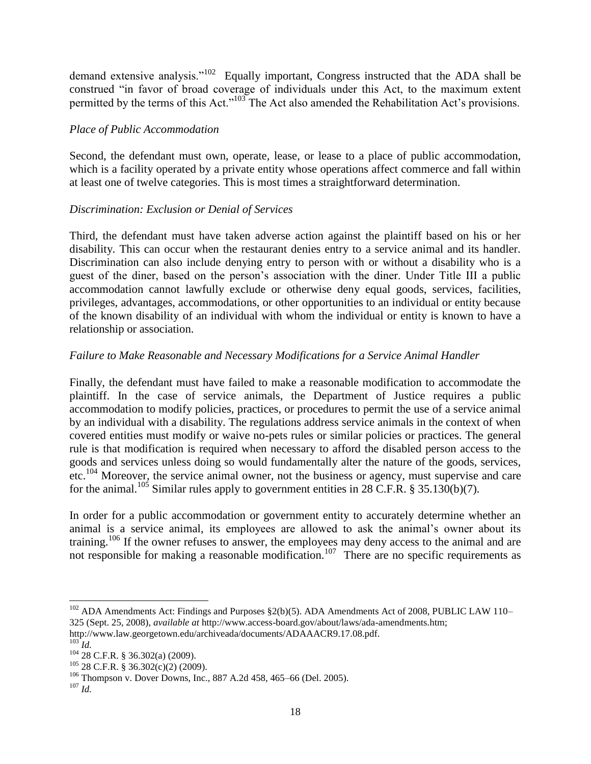demand extensive analysis."[102] Equally important, Congress instructed that the ADA shall be construed "in favor of broad coverage of individuals under this Act, to the maximum extent permitted by the terms of this Act."[103] The Act also amended the Rehabilitation Act's provisions.

*Place of Public Accommodation*

Second, the defendant must own, operate, lease, or lease to a place of public accommodation, which is a facility operated by a private entity whose operations affect commerce and fall within at least one of twelve categories. This is most times a straightforward determination.

*Discrimination: Exclusion or Denial of Services*

Third, the defendant must have taken adverse action against the plaintiff based on his or her disability. This can occur when the restaurant denies entry to a service animal and its handler. Discrimination can also include denying entry to person with or without a disability who is a guest of the diner, based on the person's association with the diner. Under Title III a public accommodation cannot lawfully exclude or otherwise deny equal goods, services, facilities, privileges, advantages, accommodations, or other opportunities to an individual or entity because of the known disability of an individual with whom the individual or entity is known to have a relationship or association.

*Failure to Make Reasonable and Necessary Modifications for a Service Animal Handler*

Finally, the defendant must have failed to make a reasonable modification to accommodate the plaintiff. In the case of service animals, the Department of Justice requires a public accommodation to modify policies, practices, or procedures to permit the use of a service animal by an individual with a disability. The regulations address service animals in the context of when covered entities must modify or waive no-pets rules or similar policies or practices. The general rule is that modification is required when necessary to afford the disabled person access to the goods and services unless doing so would fundamentally alter the nature of the goods, services, etc.[104] Moreover, the service animal owner, not the business or agency, must supervise and care for the animal.[105] Similar rules apply to government entities in 28 C.F.R. § 35.130(b)(7).

In order for a public accommodation or government entity to accurately determine whether an animal is a service animal, its employees are allowed to ask the animal's owner about its training.[106] If the owner refuses to answer, the employees may deny access to the animal and are not responsible for making a reasonable modification.[107] There are no specific requirements as

---

[102] ADA Amendments Act: Findings and Purposes §2(b)(5). ADA Amendments Act of 2008, PUBLIC LAW 110–325 (Sept. 25, 2008), *available at* http://www.access-board.gov/about/laws/ada-amendments.htm; http://www.law.georgetown.edu/archiveada/documents/ADAAACR9.17.08.pdf.

[103] *Id.*

[104] 28 C.F.R. § 36.302(a) (2009).

[105] 28 C.F.R. § 36.302(c)(2) (2009).

[106] Thompson v. Dover Downs, Inc., 887 A.2d 458, 465–66 (Del. 2005).

[107] *Id.*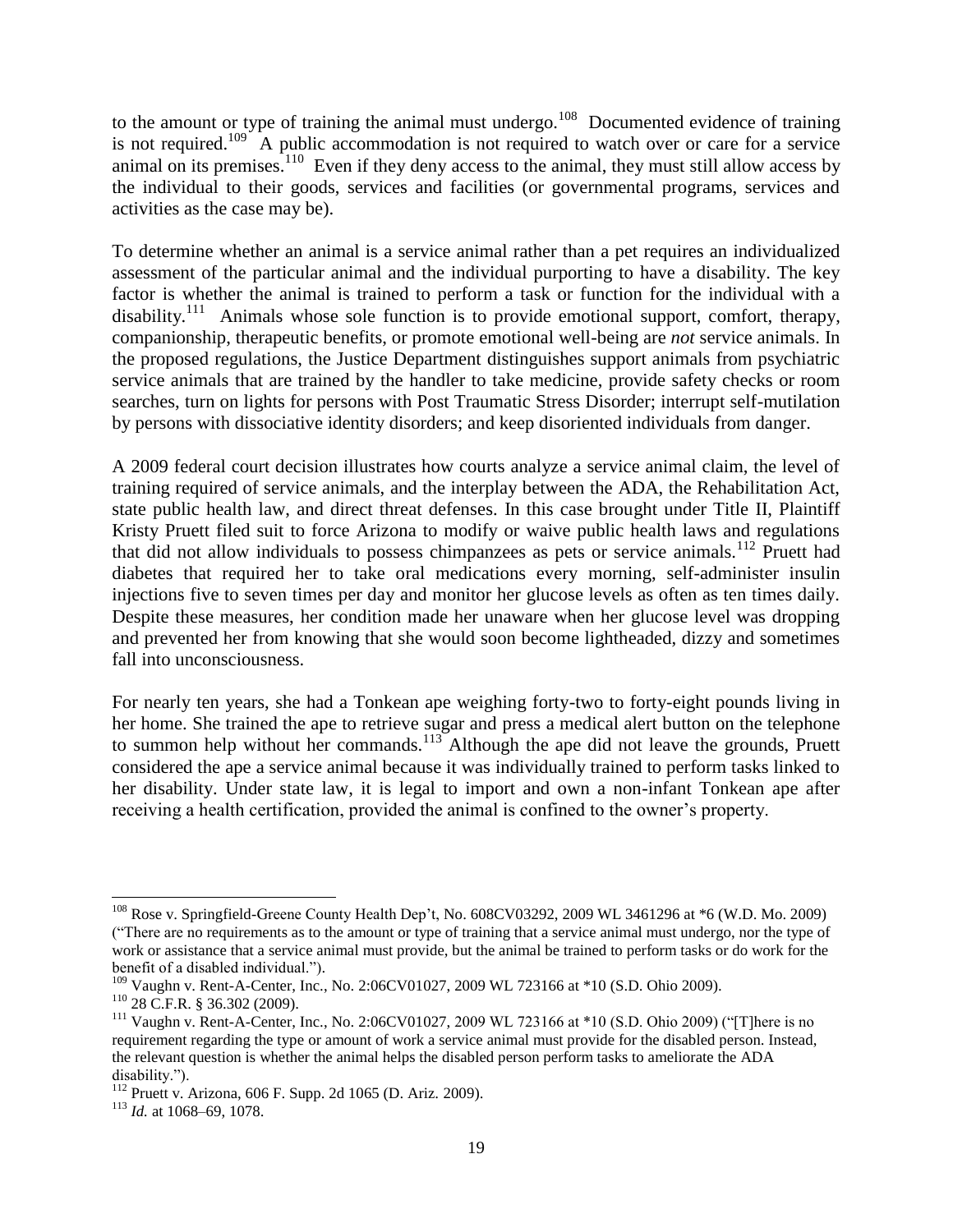to the amount or type of training the animal must undergo.[108] Documented evidence of training is not required.[109] A public accommodation is not required to watch over or care for a service animal on its premises.[110] Even if they deny access to the animal, they must still allow access by the individual to their goods, services and facilities (or governmental programs, services and activities as the case may be).

To determine whether an animal is a service animal rather than a pet requires an individualized assessment of the particular animal and the individual purporting to have a disability. The key factor is whether the animal is trained to perform a task or function for the individual with a disability.[111] Animals whose sole function is to provide emotional support, comfort, therapy, companionship, therapeutic benefits, or promote emotional well-being are *not* service animals. In the proposed regulations, the Justice Department distinguishes support animals from psychiatric service animals that are trained by the handler to take medicine, provide safety checks or room searches, turn on lights for persons with Post Traumatic Stress Disorder; interrupt self-mutilation by persons with dissociative identity disorders; and keep disoriented individuals from danger.

A 2009 federal court decision illustrates how courts analyze a service animal claim, the level of training required of service animals, and the interplay between the ADA, the Rehabilitation Act, state public health law, and direct threat defenses. In this case brought under Title II, Plaintiff Kristy Pruett filed suit to force Arizona to modify or waive public health laws and regulations that did not allow individuals to possess chimpanzees as pets or service animals.[112] Pruett had diabetes that required her to take oral medications every morning, self-administer insulin injections five to seven times per day and monitor her glucose levels as often as ten times daily. Despite these measures, her condition made her unaware when her glucose level was dropping and prevented her from knowing that she would soon become lightheaded, dizzy and sometimes fall into unconsciousness.

For nearly ten years, she had a Tonkean ape weighing forty-two to forty-eight pounds living in her home. She trained the ape to retrieve sugar and press a medical alert button on the telephone to summon help without her commands.[113] Although the ape did not leave the grounds, Pruett considered the ape a service animal because it was individually trained to perform tasks linked to her disability. Under state law, it is legal to import and own a non-infant Tonkean ape after receiving a health certification, provided the animal is confined to the owner's property.

---

[108] Rose v. Springfield-Greene County Health Dep't, No. 608CV03292, 2009 WL 3461296 at *6 (W.D. Mo. 2009) ("There are no requirements as to the amount or type of training that a service animal must undergo, nor the type of work or assistance that a service animal must provide, but the animal be trained to perform tasks or do work for the benefit of a disabled individual.").

[109] Vaughn v. Rent-A-Center, Inc., No. 2:06CV01027, 2009 WL 723166 at *10 (S.D. Ohio 2009).

[110] 28 C.F.R. § 36.302 (2009).

[111] Vaughn v. Rent-A-Center, Inc., No. 2:06CV01027, 2009 WL 723166 at *10 (S.D. Ohio 2009) ("[T]here is no requirement regarding the type or amount of work a service animal must provide for the disabled person. Instead, the relevant question is whether the animal helps the disabled person perform tasks to ameliorate the ADA disability.").

[112] Pruett v. Arizona, 606 F. Supp. 2d 1065 (D. Ariz. 2009).

[113] *Id.* at 1068–69, 1078.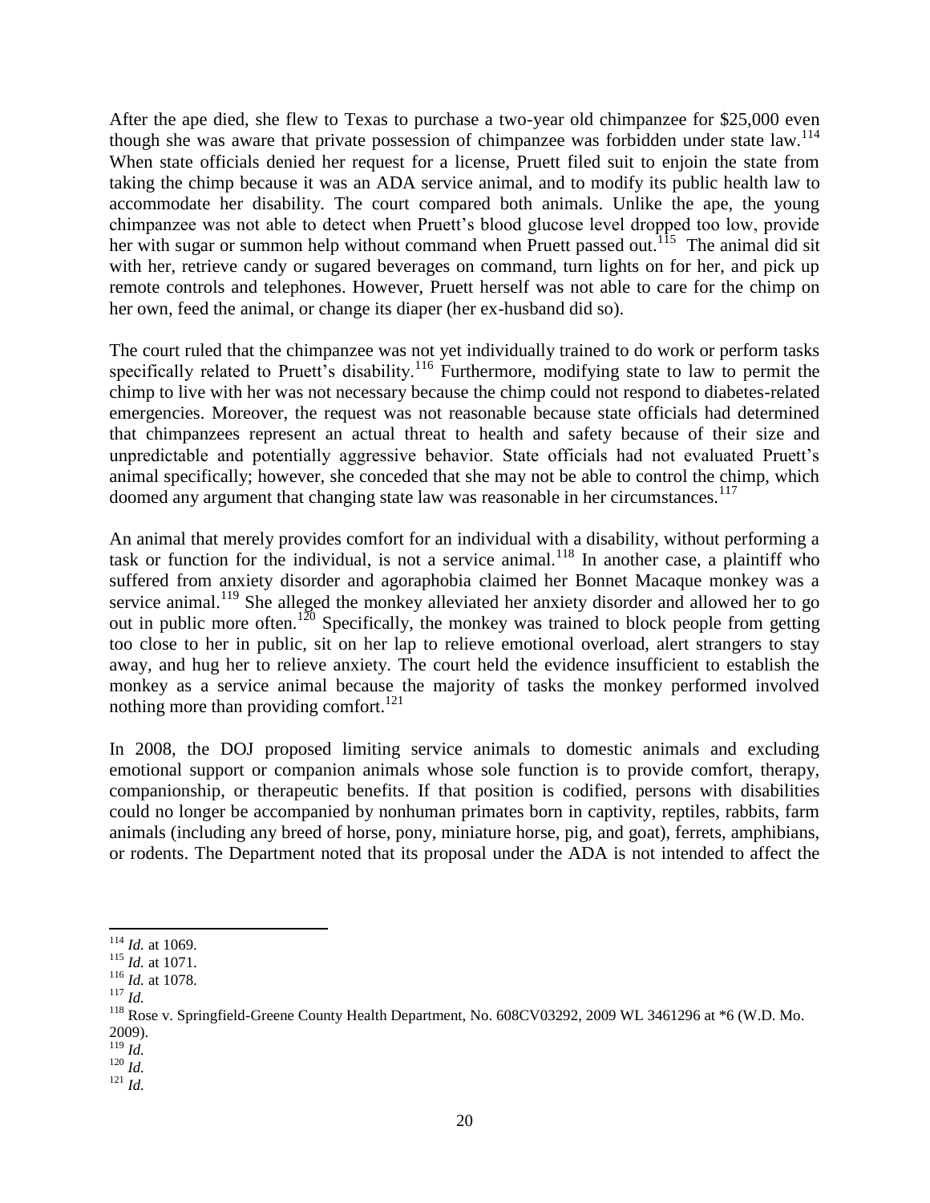After the ape died, she flew to Texas to purchase a two-year old chimpanzee for $25,000 even though she was aware that private possession of chimpanzee was forbidden under state law.[114] When state officials denied her request for a license, Pruett filed suit to enjoin the state from taking the chimp because it was an ADA service animal, and to modify its public health law to accommodate her disability. The court compared both animals. Unlike the ape, the young chimpanzee was not able to detect when Pruett's blood glucose level dropped too low, provide her with sugar or summon help without command when Pruett passed out.[115] The animal did sit with her, retrieve candy or sugared beverages on command, turn lights on for her, and pick up remote controls and telephones. However, Pruett herself was not able to care for the chimp on her own, feed the animal, or change its diaper (her ex-husband did so).

The court ruled that the chimpanzee was not yet individually trained to do work or perform tasks specifically related to Pruett's disability.[116] Furthermore, modifying state to law to permit the chimp to live with her was not necessary because the chimp could not respond to diabetes-related emergencies. Moreover, the request was not reasonable because state officials had determined that chimpanzees represent an actual threat to health and safety because of their size and unpredictable and potentially aggressive behavior. State officials had not evaluated Pruett's animal specifically; however, she conceded that she may not be able to control the chimp, which doomed any argument that changing state law was reasonable in her circumstances.[117]

An animal that merely provides comfort for an individual with a disability, without performing a task or function for the individual, is not a service animal.[118] In another case, a plaintiff who suffered from anxiety disorder and agoraphobia claimed her Bonnet Macaque monkey was a service animal.[119] She alleged the monkey alleviated her anxiety disorder and allowed her to go out in public more often.[120] Specifically, the monkey was trained to block people from getting too close to her in public, sit on her lap to relieve emotional overload, alert strangers to stay away, and hug her to relieve anxiety. The court held the evidence insufficient to establish the monkey as a service animal because the majority of tasks the monkey performed involved nothing more than providing comfort.[121]

In 2008, the DOJ proposed limiting service animals to domestic animals and excluding emotional support or companion animals whose sole function is to provide comfort, therapy, companionship, or therapeutic benefits. If that position is codified, persons with disabilities could no longer be accompanied by nonhuman primates born in captivity, reptiles, rabbits, farm animals (including any breed of horse, pony, miniature horse, pig, and goat), ferrets, amphibians, or rodents. The Department noted that its proposal under the ADA is not intended to affect the

---

[114] *Id.* at 1069.
[115] *Id.* at 1071.
[116] *Id.* at 1078.
[117] *Id.*
[118] Rose v. Springfield-Greene County Health Department, No. 608CV03292, 2009 WL 3461296 at *6 (W.D. Mo. 2009).
[119] *Id.*
[120] *Id.*
[121] *Id.*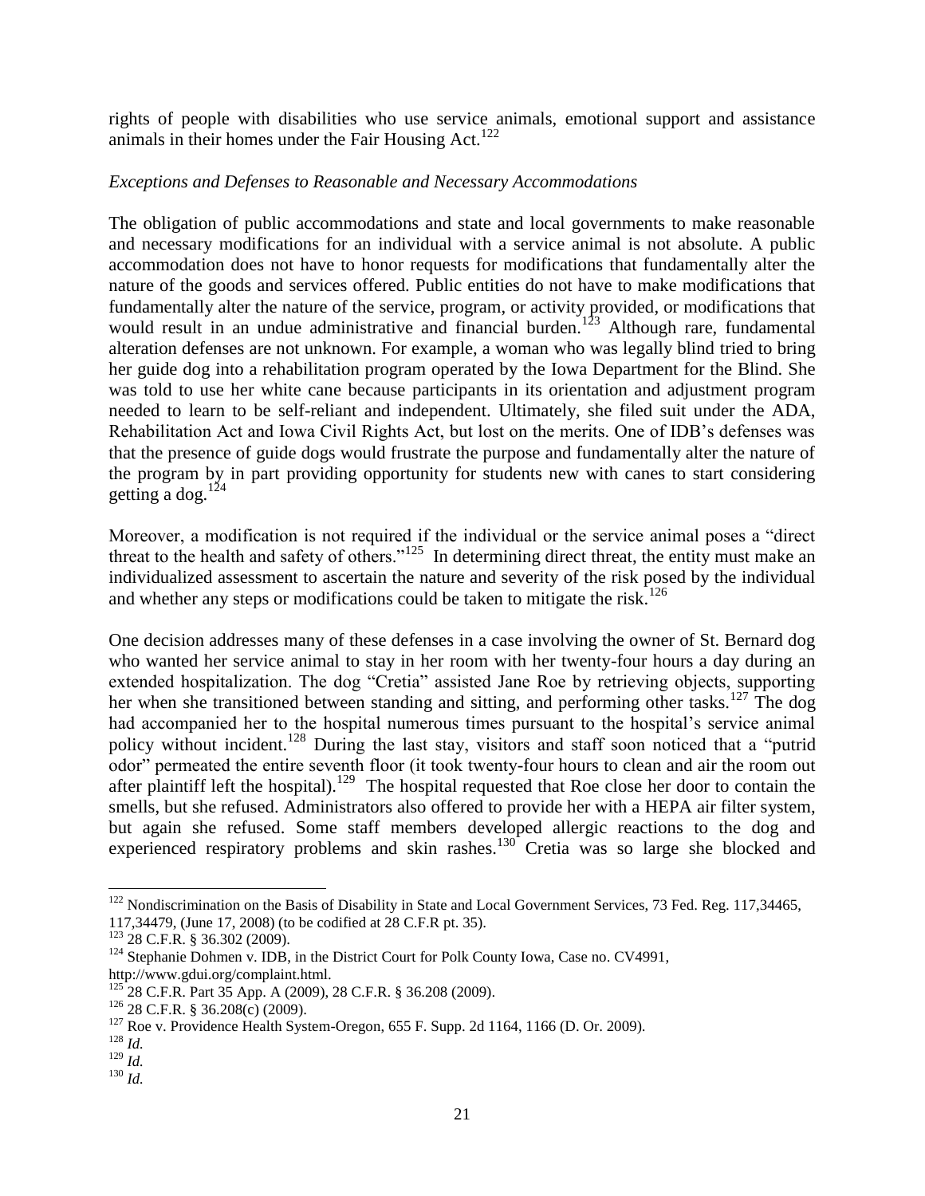rights of people with disabilities who use service animals, emotional support and assistance animals in their homes under the Fair Housing Act.[122]

*Exceptions and Defenses to Reasonable and Necessary Accommodations*

The obligation of public accommodations and state and local governments to make reasonable and necessary modifications for an individual with a service animal is not absolute. A public accommodation does not have to honor requests for modifications that fundamentally alter the nature of the goods and services offered. Public entities do not have to make modifications that fundamentally alter the nature of the service, program, or activity provided, or modifications that would result in an undue administrative and financial burden.[123] Although rare, fundamental alteration defenses are not unknown. For example, a woman who was legally blind tried to bring her guide dog into a rehabilitation program operated by the Iowa Department for the Blind. She was told to use her white cane because participants in its orientation and adjustment program needed to learn to be self-reliant and independent. Ultimately, she filed suit under the ADA, Rehabilitation Act and Iowa Civil Rights Act, but lost on the merits. One of IDB's defenses was that the presence of guide dogs would frustrate the purpose and fundamentally alter the nature of the program by in part providing opportunity for students new with canes to start considering getting a dog.[124]

Moreover, a modification is not required if the individual or the service animal poses a "direct threat to the health and safety of others."[125] In determining direct threat, the entity must make an individualized assessment to ascertain the nature and severity of the risk posed by the individual and whether any steps or modifications could be taken to mitigate the risk.[126]

One decision addresses many of these defenses in a case involving the owner of St. Bernard dog who wanted her service animal to stay in her room with her twenty-four hours a day during an extended hospitalization. The dog "Cretia" assisted Jane Roe by retrieving objects, supporting her when she transitioned between standing and sitting, and performing other tasks.[127] The dog had accompanied her to the hospital numerous times pursuant to the hospital's service animal policy without incident.[128] During the last stay, visitors and staff soon noticed that a "putrid odor" permeated the entire seventh floor (it took twenty-four hours to clean and air the room out after plaintiff left the hospital).[129] The hospital requested that Roe close her door to contain the smells, but she refused. Administrators also offered to provide her with a HEPA air filter system, but again she refused. Some staff members developed allergic reactions to the dog and experienced respiratory problems and skin rashes.[130] Cretia was so large she blocked and

---

[122] Nondiscrimination on the Basis of Disability in State and Local Government Services, 73 Fed. Reg. 117,34465, 117,34479, (June 17, 2008) (to be codified at 28 C.F.R pt. 35).

[123] 28 C.F.R. § 36.302 (2009).

[124] Stephanie Dohmen v. IDB, in the District Court for Polk County Iowa, Case no. CV4991, http://www.gdui.org/complaint.html.

[125] 28 C.F.R. Part 35 App. A (2009), 28 C.F.R. § 36.208 (2009).

[126] 28 C.F.R. § 36.208(c) (2009).

[127] Roe v. Providence Health System-Oregon, 655 F. Supp. 2d 1164, 1166 (D. Or. 2009).

[128] *Id.*

[129] *Id.*

[130] *Id.*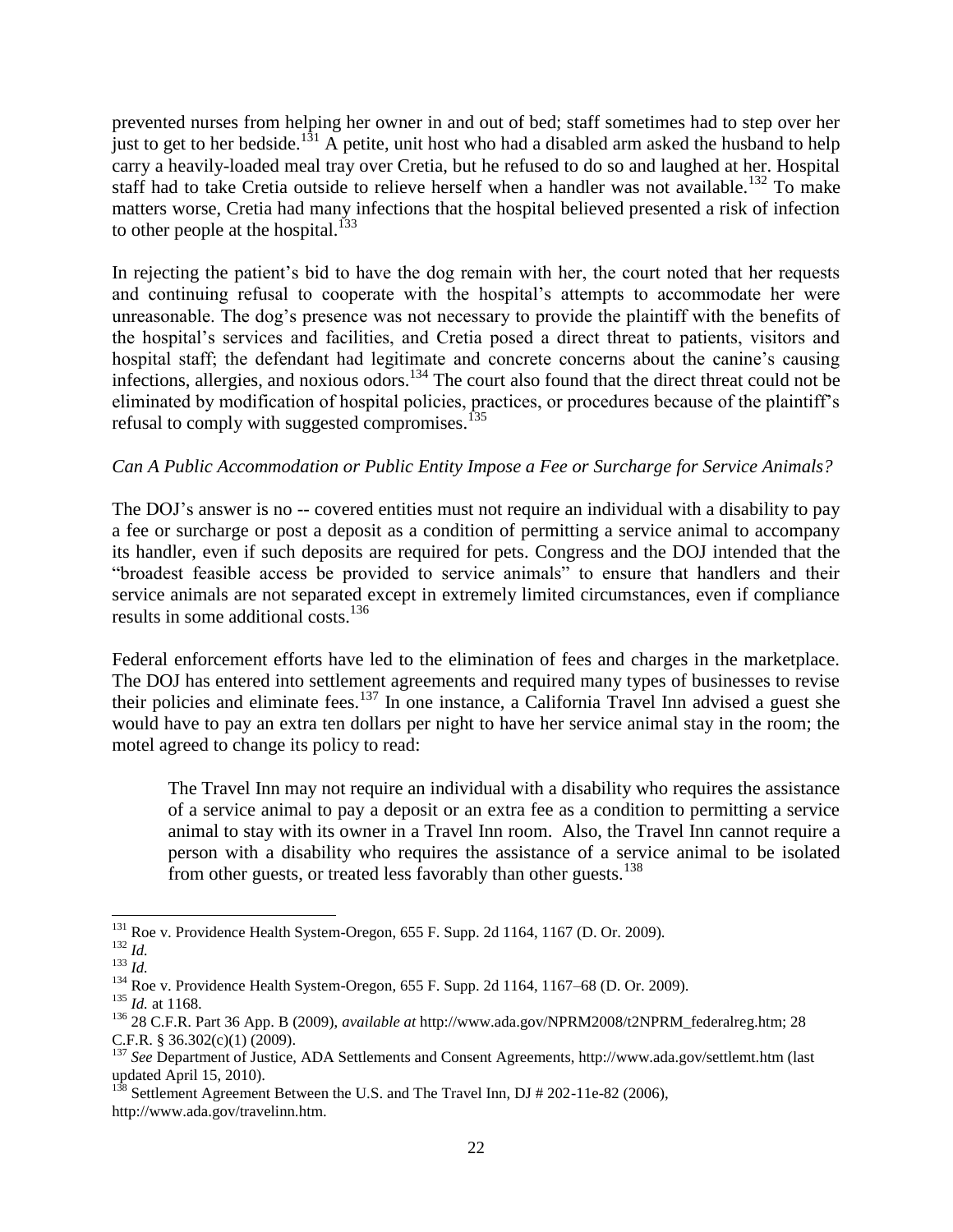prevented nurses from helping her owner in and out of bed; staff sometimes had to step over her just to get to her bedside.[131] A petite, unit host who had a disabled arm asked the husband to help carry a heavily-loaded meal tray over Cretia, but he refused to do so and laughed at her. Hospital staff had to take Cretia outside to relieve herself when a handler was not available.[132] To make matters worse, Cretia had many infections that the hospital believed presented a risk of infection to other people at the hospital.[133]

In rejecting the patient's bid to have the dog remain with her, the court noted that her requests and continuing refusal to cooperate with the hospital's attempts to accommodate her were unreasonable. The dog's presence was not necessary to provide the plaintiff with the benefits of the hospital's services and facilities, and Cretia posed a direct threat to patients, visitors and hospital staff; the defendant had legitimate and concrete concerns about the canine's causing infections, allergies, and noxious odors.[134] The court also found that the direct threat could not be eliminated by modification of hospital policies, practices, or procedures because of the plaintiff's refusal to comply with suggested compromises.[135]

*Can A Public Accommodation or Public Entity Impose a Fee or Surcharge for Service Animals?*

The DOJ's answer is no -- covered entities must not require an individual with a disability to pay a fee or surcharge or post a deposit as a condition of permitting a service animal to accompany its handler, even if such deposits are required for pets. Congress and the DOJ intended that the "broadest feasible access be provided to service animals" to ensure that handlers and their service animals are not separated except in extremely limited circumstances, even if compliance results in some additional costs.[136]

Federal enforcement efforts have led to the elimination of fees and charges in the marketplace. The DOJ has entered into settlement agreements and required many types of businesses to revise their policies and eliminate fees.[137] In one instance, a California Travel Inn advised a guest she would have to pay an extra ten dollars per night to have her service animal stay in the room; the motel agreed to change its policy to read:

> The Travel Inn may not require an individual with a disability who requires the assistance of a service animal to pay a deposit or an extra fee as a condition to permitting a service animal to stay with its owner in a Travel Inn room. Also, the Travel Inn cannot require a person with a disability who requires the assistance of a service animal to be isolated from other guests, or treated less favorably than other guests.[138]

---

[131] Roe v. Providence Health System-Oregon, 655 F. Supp. 2d 1164, 1167 (D. Or. 2009).

[132] *Id.*

[133] *Id.*

[134] Roe v. Providence Health System-Oregon, 655 F. Supp. 2d 1164, 1167–68 (D. Or. 2009).

[135] *Id.* at 1168.

[136] 28 C.F.R. Part 36 App. B (2009), *available at* http://www.ada.gov/NPRM2008/t2NPRM_federalreg.htm; 28 C.F.R. § 36.302(c)(1) (2009).

[137] *See* Department of Justice, ADA Settlements and Consent Agreements, http://www.ada.gov/settlemt.htm (last updated April 15, 2010).

[138] Settlement Agreement Between the U.S. and The Travel Inn, DJ # 202-11e-82 (2006), http://www.ada.gov/travelinn.htm.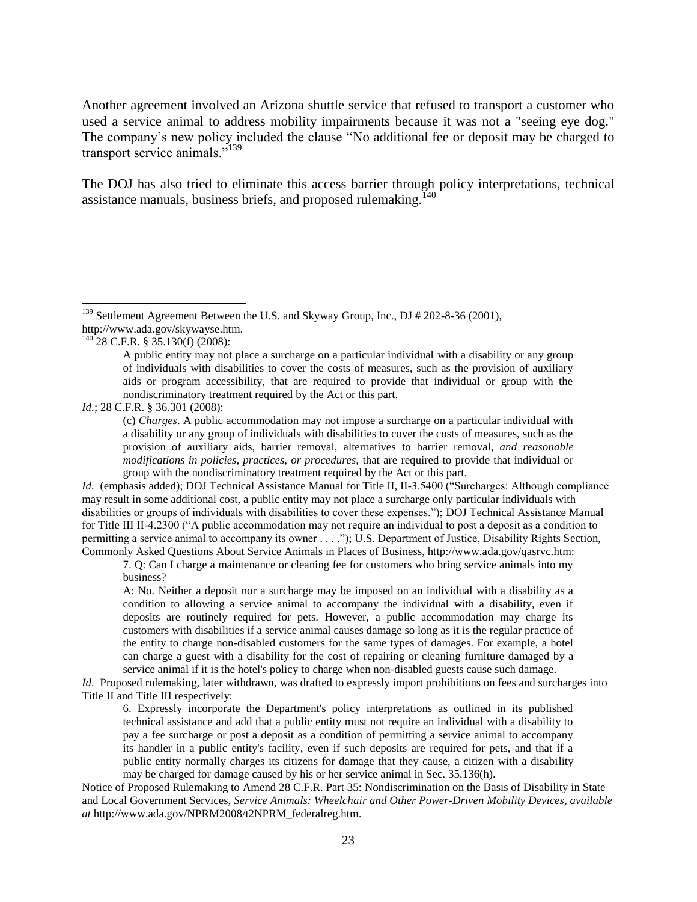Another agreement involved an Arizona shuttle service that refused to transport a customer who used a service animal to address mobility impairments because it was not a "seeing eye dog." The company's new policy included the clause "No additional fee or deposit may be charged to transport service animals."[139]

The DOJ has also tried to eliminate this access barrier through policy interpretations, technical assistance manuals, business briefs, and proposed rulemaking.[140]

---

[139] Settlement Agreement Between the U.S. and Skyway Group, Inc., DJ # 202-8-36 (2001), http://www.ada.gov/skywayse.htm.

[140] 28 C.F.R. § 35.130(f) (2008):

> A public entity may not place a surcharge on a particular individual with a disability or any group of individuals with disabilities to cover the costs of measures, such as the provision of auxiliary aids or program accessibility, that are required to provide that individual or group with the nondiscriminatory treatment required by the Act or this part.

*Id.*; 28 C.F.R. § 36.301 (2008):

> (c) *Charges*. A public accommodation may not impose a surcharge on a particular individual with a disability or any group of individuals with disabilities to cover the costs of measures, such as the provision of auxiliary aids, barrier removal, alternatives to barrier removal, *and reasonable modifications in policies, practices, or procedures,* that are required to provide that individual or group with the nondiscriminatory treatment required by the Act or this part.

*Id.* (emphasis added); DOJ Technical Assistance Manual for Title II, II-3.5400 ("Surcharges: Although compliance may result in some additional cost, a public entity may not place a surcharge only particular individuals with disabilities or groups of individuals with disabilities to cover these expenses."); DOJ Technical Assistance Manual for Title III II-4.2300 ("A public accommodation may not require an individual to post a deposit as a condition to permitting a service animal to accompany its owner . . . ."); U.S. Department of Justice, Disability Rights Section, Commonly Asked Questions About Service Animals in Places of Business, http://www.ada.gov/qasrvc.htm:

> 7. Q: Can I charge a maintenance or cleaning fee for customers who bring service animals into my business?
>
> A: No. Neither a deposit nor a surcharge may be imposed on an individual with a disability as a condition to allowing a service animal to accompany the individual with a disability, even if deposits are routinely required for pets. However, a public accommodation may charge its customers with disabilities if a service animal causes damage so long as it is the regular practice of the entity to charge non-disabled customers for the same types of damages. For example, a hotel can charge a guest with a disability for the cost of repairing or cleaning furniture damaged by a service animal if it is the hotel's policy to charge when non-disabled guests cause such damage.

*Id.* Proposed rulemaking, later withdrawn, was drafted to expressly import prohibitions on fees and surcharges into Title II and Title III respectively:

> 6. Expressly incorporate the Department's policy interpretations as outlined in its published technical assistance and add that a public entity must not require an individual with a disability to pay a fee surcharge or post a deposit as a condition of permitting a service animal to accompany its handler in a public entity's facility, even if such deposits are required for pets, and that if a public entity normally charges its citizens for damage that they cause, a citizen with a disability may be charged for damage caused by his or her service animal in Sec. 35.136(h).

Notice of Proposed Rulemaking to Amend 28 C.F.R. Part 35: Nondiscrimination on the Basis of Disability in State and Local Government Services, *Service Animals: Wheelchair and Other Power-Driven Mobility Devices*, *available at* http://www.ada.gov/NPRM2008/t2NPRM_federalreg.htm.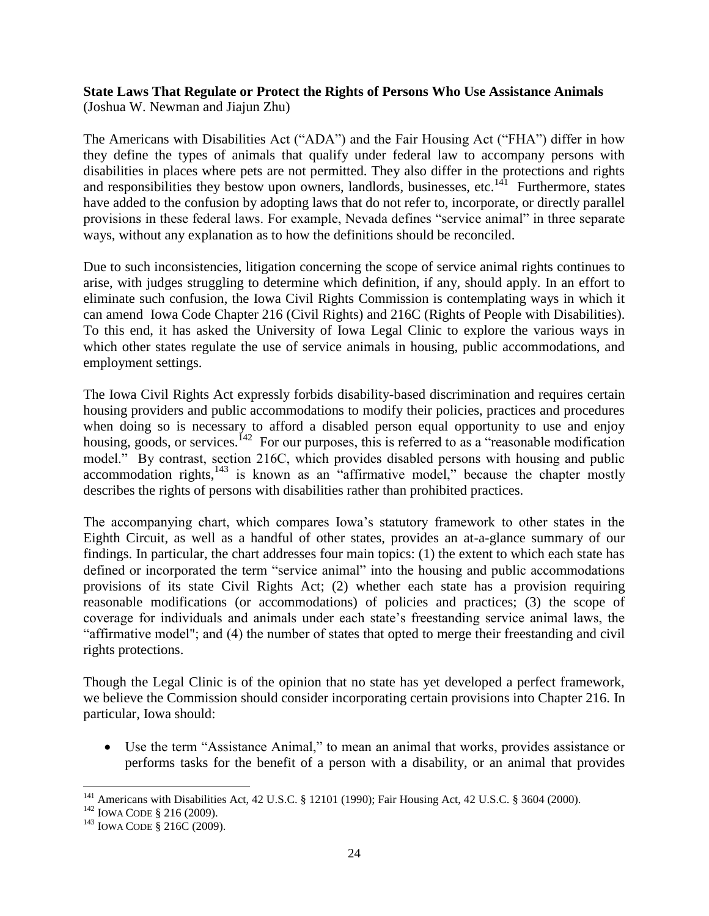**State Laws That Regulate or Protect the Rights of Persons Who Use Assistance Animals**
(Joshua W. Newman and Jiajun Zhu)

The Americans with Disabilities Act ("ADA") and the Fair Housing Act ("FHA") differ in how they define the types of animals that qualify under federal law to accompany persons with disabilities in places where pets are not permitted. They also differ in the protections and rights and responsibilities they bestow upon owners, landlords, businesses, etc.[141] Furthermore, states have added to the confusion by adopting laws that do not refer to, incorporate, or directly parallel provisions in these federal laws. For example, Nevada defines "service animal" in three separate ways, without any explanation as to how the definitions should be reconciled.

Due to such inconsistencies, litigation concerning the scope of service animal rights continues to arise, with judges struggling to determine which definition, if any, should apply. In an effort to eliminate such confusion, the Iowa Civil Rights Commission is contemplating ways in which it can amend Iowa Code Chapter 216 (Civil Rights) and 216C (Rights of People with Disabilities). To this end, it has asked the University of Iowa Legal Clinic to explore the various ways in which other states regulate the use of service animals in housing, public accommodations, and employment settings.

The Iowa Civil Rights Act expressly forbids disability-based discrimination and requires certain housing providers and public accommodations to modify their policies, practices and procedures when doing so is necessary to afford a disabled person equal opportunity to use and enjoy housing, goods, or services.[142] For our purposes, this is referred to as a "reasonable modification model." By contrast, section 216C, which provides disabled persons with housing and public accommodation rights,[143] is known as an "affirmative model," because the chapter mostly describes the rights of persons with disabilities rather than prohibited practices.

The accompanying chart, which compares Iowa's statutory framework to other states in the Eighth Circuit, as well as a handful of other states, provides an at-a-glance summary of our findings. In particular, the chart addresses four main topics: (1) the extent to which each state has defined or incorporated the term "service animal" into the housing and public accommodations provisions of its state Civil Rights Act; (2) whether each state has a provision requiring reasonable modifications (or accommodations) of policies and practices; (3) the scope of coverage for individuals and animals under each state's freestanding service animal laws, the "affirmative model"; and (4) the number of states that opted to merge their freestanding and civil rights protections.

Though the Legal Clinic is of the opinion that no state has yet developed a perfect framework, we believe the Commission should consider incorporating certain provisions into Chapter 216. In particular, Iowa should:

- Use the term "Assistance Animal," to mean an animal that works, provides assistance or performs tasks for the benefit of a person with a disability, or an animal that provides

---

[141] Americans with Disabilities Act, 42 U.S.C. § 12101 (1990); Fair Housing Act, 42 U.S.C. § 3604 (2000).

[142] IOWA CODE § 216 (2009).

[143] IOWA CODE § 216C (2009).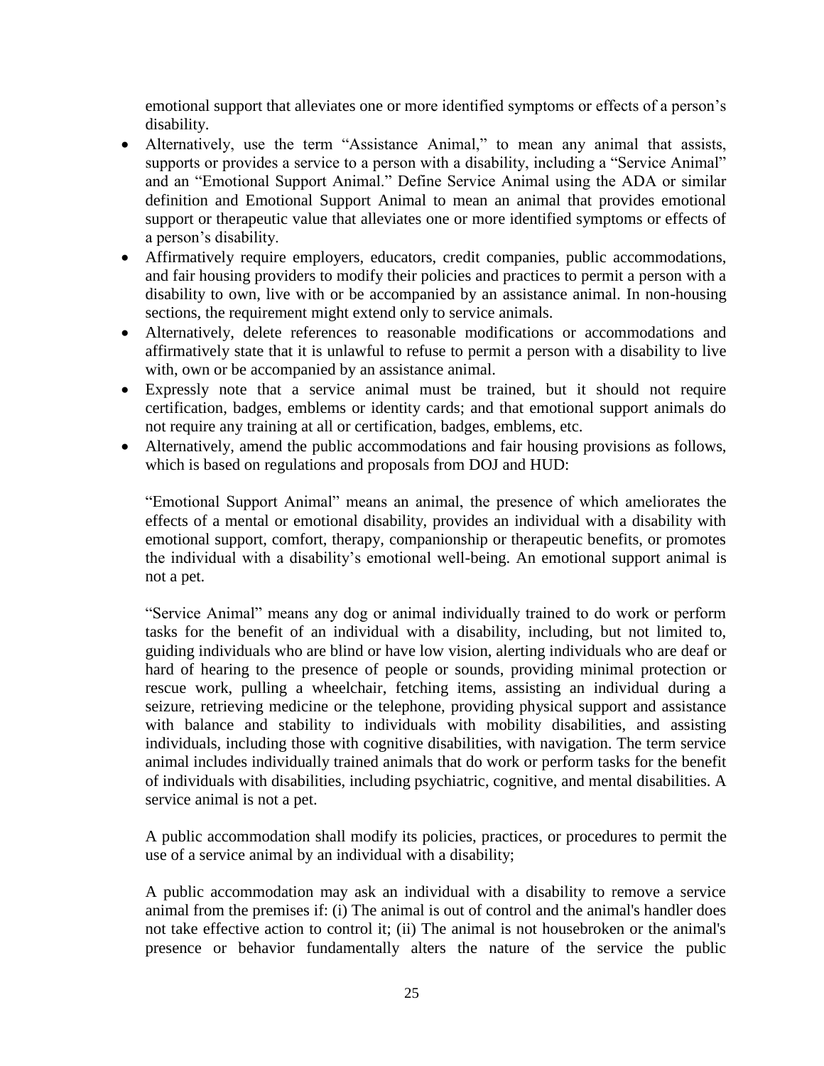emotional support that alleviates one or more identified symptoms or effects of a person's disability.

- Alternatively, use the term "Assistance Animal," to mean any animal that assists, supports or provides a service to a person with a disability, including a "Service Animal" and an "Emotional Support Animal." Define Service Animal using the ADA or similar definition and Emotional Support Animal to mean an animal that provides emotional support or therapeutic value that alleviates one or more identified symptoms or effects of a person's disability.
- Affirmatively require employers, educators, credit companies, public accommodations, and fair housing providers to modify their policies and practices to permit a person with a disability to own, live with or be accompanied by an assistance animal. In non-housing sections, the requirement might extend only to service animals.
- Alternatively, delete references to reasonable modifications or accommodations and affirmatively state that it is unlawful to refuse to permit a person with a disability to live with, own or be accompanied by an assistance animal.
- Expressly note that a service animal must be trained, but it should not require certification, badges, emblems or identity cards; and that emotional support animals do not require any training at all or certification, badges, emblems, etc.
- Alternatively, amend the public accommodations and fair housing provisions as follows, which is based on regulations and proposals from DOJ and HUD:

  "Emotional Support Animal" means an animal, the presence of which ameliorates the effects of a mental or emotional disability, provides an individual with a disability with emotional support, comfort, therapy, companionship or therapeutic benefits, or promotes the individual with a disability's emotional well-being. An emotional support animal is not a pet.

  "Service Animal" means any dog or animal individually trained to do work or perform tasks for the benefit of an individual with a disability, including, but not limited to, guiding individuals who are blind or have low vision, alerting individuals who are deaf or hard of hearing to the presence of people or sounds, providing minimal protection or rescue work, pulling a wheelchair, fetching items, assisting an individual during a seizure, retrieving medicine or the telephone, providing physical support and assistance with balance and stability to individuals with mobility disabilities, and assisting individuals, including those with cognitive disabilities, with navigation. The term service animal includes individually trained animals that do work or perform tasks for the benefit of individuals with disabilities, including psychiatric, cognitive, and mental disabilities. A service animal is not a pet.

  A public accommodation shall modify its policies, practices, or procedures to permit the use of a service animal by an individual with a disability;

  A public accommodation may ask an individual with a disability to remove a service animal from the premises if: (i) The animal is out of control and the animal's handler does not take effective action to control it; (ii) The animal is not housebroken or the animal's presence or behavior fundamentally alters the nature of the service the public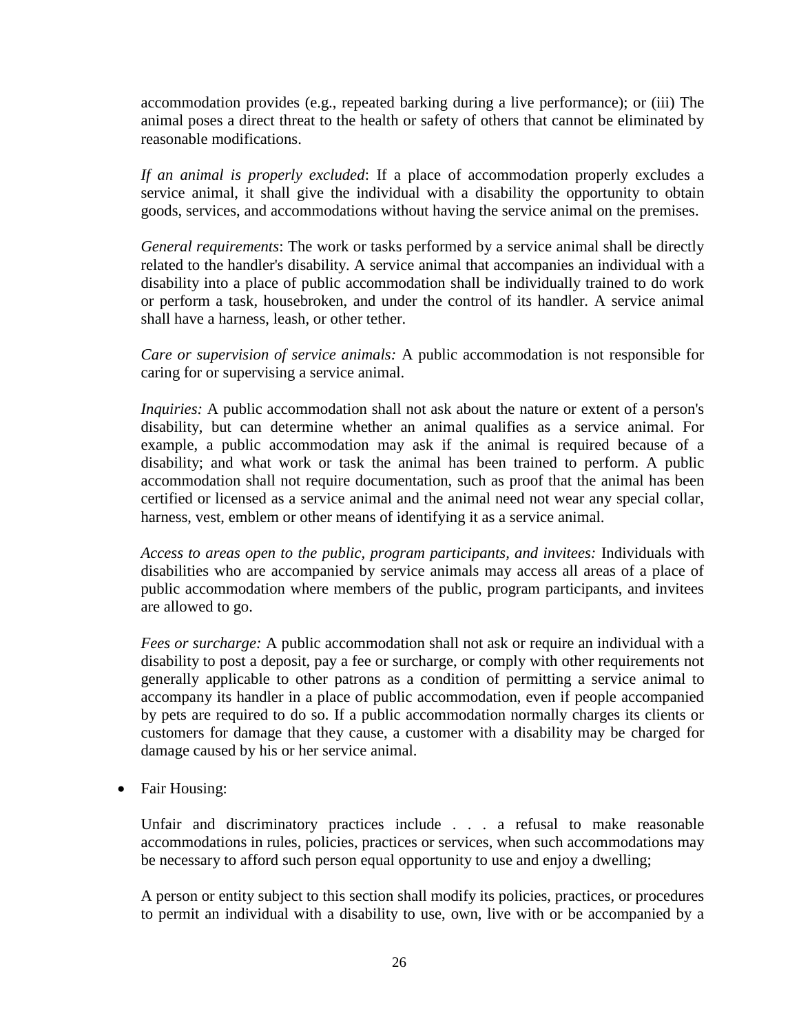accommodation provides (e.g., repeated barking during a live performance); or (iii) The animal poses a direct threat to the health or safety of others that cannot be eliminated by reasonable modifications.

*If an animal is properly excluded*: If a place of accommodation properly excludes a service animal, it shall give the individual with a disability the opportunity to obtain goods, services, and accommodations without having the service animal on the premises.

*General requirements*: The work or tasks performed by a service animal shall be directly related to the handler's disability. A service animal that accompanies an individual with a disability into a place of public accommodation shall be individually trained to do work or perform a task, housebroken, and under the control of its handler. A service animal shall have a harness, leash, or other tether.

*Care or supervision of service animals:* A public accommodation is not responsible for caring for or supervising a service animal.

*Inquiries:* A public accommodation shall not ask about the nature or extent of a person's disability, but can determine whether an animal qualifies as a service animal. For example, a public accommodation may ask if the animal is required because of a disability; and what work or task the animal has been trained to perform. A public accommodation shall not require documentation, such as proof that the animal has been certified or licensed as a service animal and the animal need not wear any special collar, harness, vest, emblem or other means of identifying it as a service animal.

*Access to areas open to the public, program participants, and invitees:* Individuals with disabilities who are accompanied by service animals may access all areas of a place of public accommodation where members of the public, program participants, and invitees are allowed to go.

*Fees or surcharge:* A public accommodation shall not ask or require an individual with a disability to post a deposit, pay a fee or surcharge, or comply with other requirements not generally applicable to other patrons as a condition of permitting a service animal to accompany its handler in a place of public accommodation, even if people accompanied by pets are required to do so. If a public accommodation normally charges its clients or customers for damage that they cause, a customer with a disability may be charged for damage caused by his or her service animal.

- Fair Housing:

  Unfair and discriminatory practices include . . . a refusal to make reasonable accommodations in rules, policies, practices or services, when such accommodations may be necessary to afford such person equal opportunity to use and enjoy a dwelling;

  A person or entity subject to this section shall modify its policies, practices, or procedures to permit an individual with a disability to use, own, live with or be accompanied by a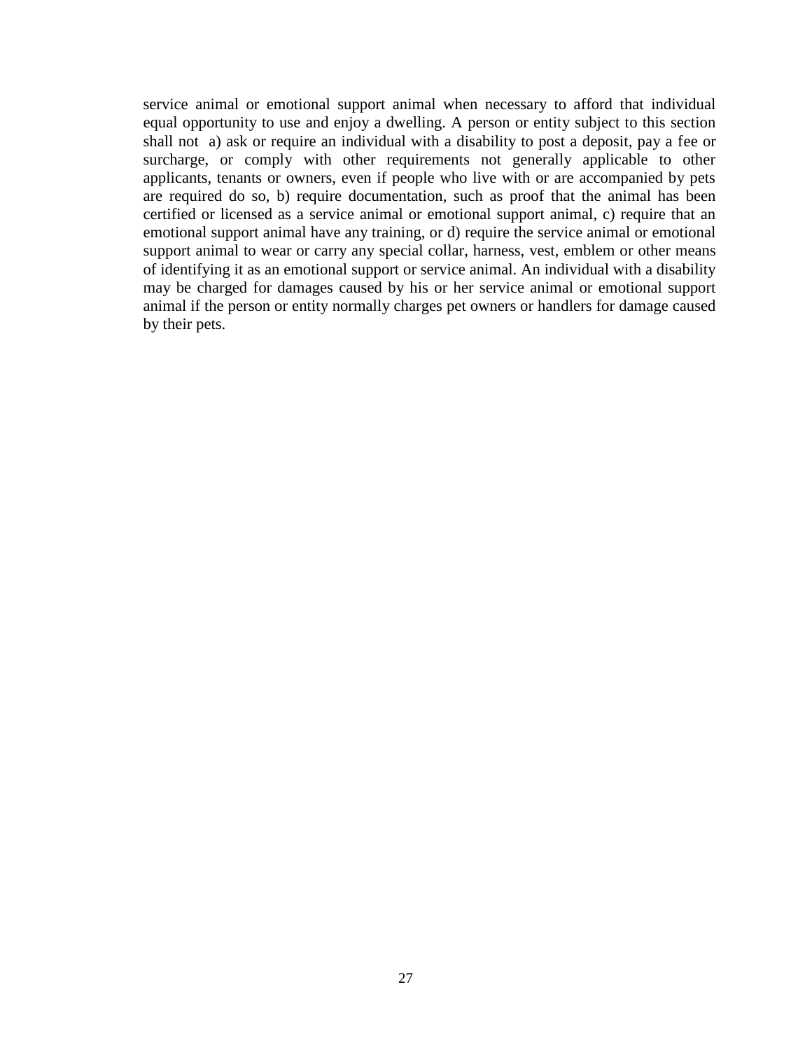service animal or emotional support animal when necessary to afford that individual equal opportunity to use and enjoy a dwelling. A person or entity subject to this section shall not a) ask or require an individual with a disability to post a deposit, pay a fee or surcharge, or comply with other requirements not generally applicable to other applicants, tenants or owners, even if people who live with or are accompanied by pets are required do so, b) require documentation, such as proof that the animal has been certified or licensed as a service animal or emotional support animal, c) require that an emotional support animal have any training, or d) require the service animal or emotional support animal to wear or carry any special collar, harness, vest, emblem or other means of identifying it as an emotional support or service animal. An individual with a disability may be charged for damages caused by his or her service animal or emotional support animal if the person or entity normally charges pet owners or handlers for damage caused by their pets.